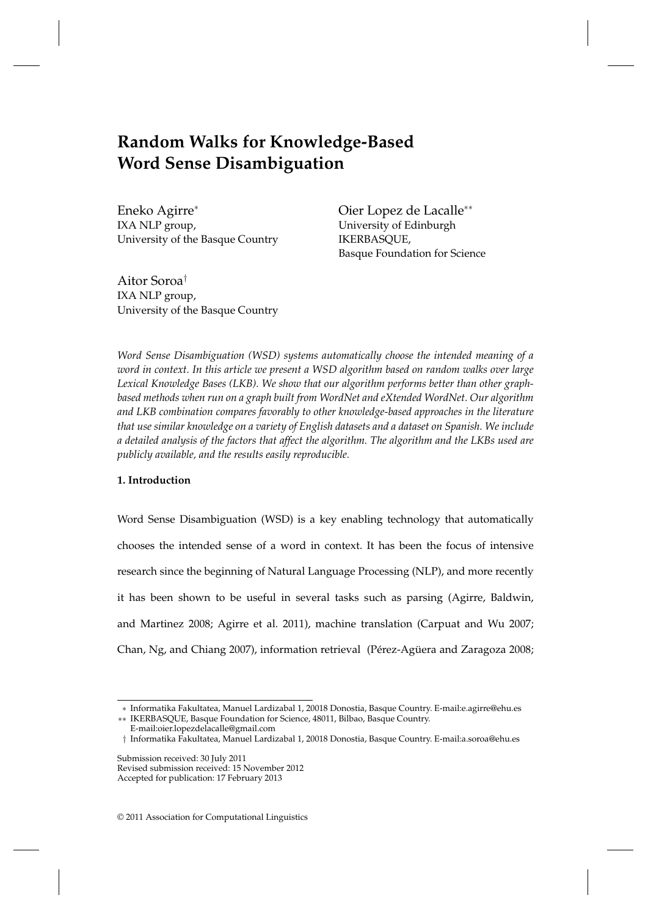# Random Walks for Knowledge-Based Word Sense Disambiguation

Eneko Agirre[∗]
IXA NLP group,
University of the Basque Country

Oier Lopez de Lacalle[∗∗]
University of Edinburgh
IKERBASQUE,
Basque Foundation for Science

Aitor Soroa[†]
IXA NLP group,
University of the Basque Country

*Word Sense Disambiguation (WSD) systems automatically choose the intended meaning of a word in context. In this article we present a WSD algorithm based on random walks over large Lexical Knowledge Bases (LKB). We show that our algorithm performs better than other graph-based methods when run on a graph built from WordNet and eXtended WordNet. Our algorithm and LKB combination compares favorably to other knowledge-based approaches in the literature that use similar knowledge on a variety of English datasets and a dataset on Spanish. We include a detailed analysis of the factors that affect the algorithm. The algorithm and the LKBs used are publicly available, and the results easily reproducible.*

**1. Introduction**

Word Sense Disambiguation (WSD) is a key enabling technology that automatically chooses the intended sense of a word in context. It has been the focus of intensive research since the beginning of Natural Language Processing (NLP), and more recently it has been shown to be useful in several tasks such as parsing (Agirre, Baldwin, and Martinez 2008; Agirre et al. 2011), machine translation (Carpuat and Wu 2007; Chan, Ng, and Chiang 2007), information retrieval (Pérez-Agüera and Zaragoza 2008;

∗ Informatika Fakultatea, Manuel Lardizabal 1, 20018 Donostia, Basque Country. E-mail:e.agirre@ehu.es
∗∗ IKERBASQUE, Basque Foundation for Science, 48011, Bilbao, Basque Country. E-mail:oier.lopezdelacalle@gmail.com
† Informatika Fakultatea, Manuel Lardizabal 1, 20018 Donostia, Basque Country. E-mail:a.soroa@ehu.es

Submission received: 30 July 2011
Revised submission received: 15 November 2012
Accepted for publication: 17 February 2013

© 2011 Association for Computational Linguistics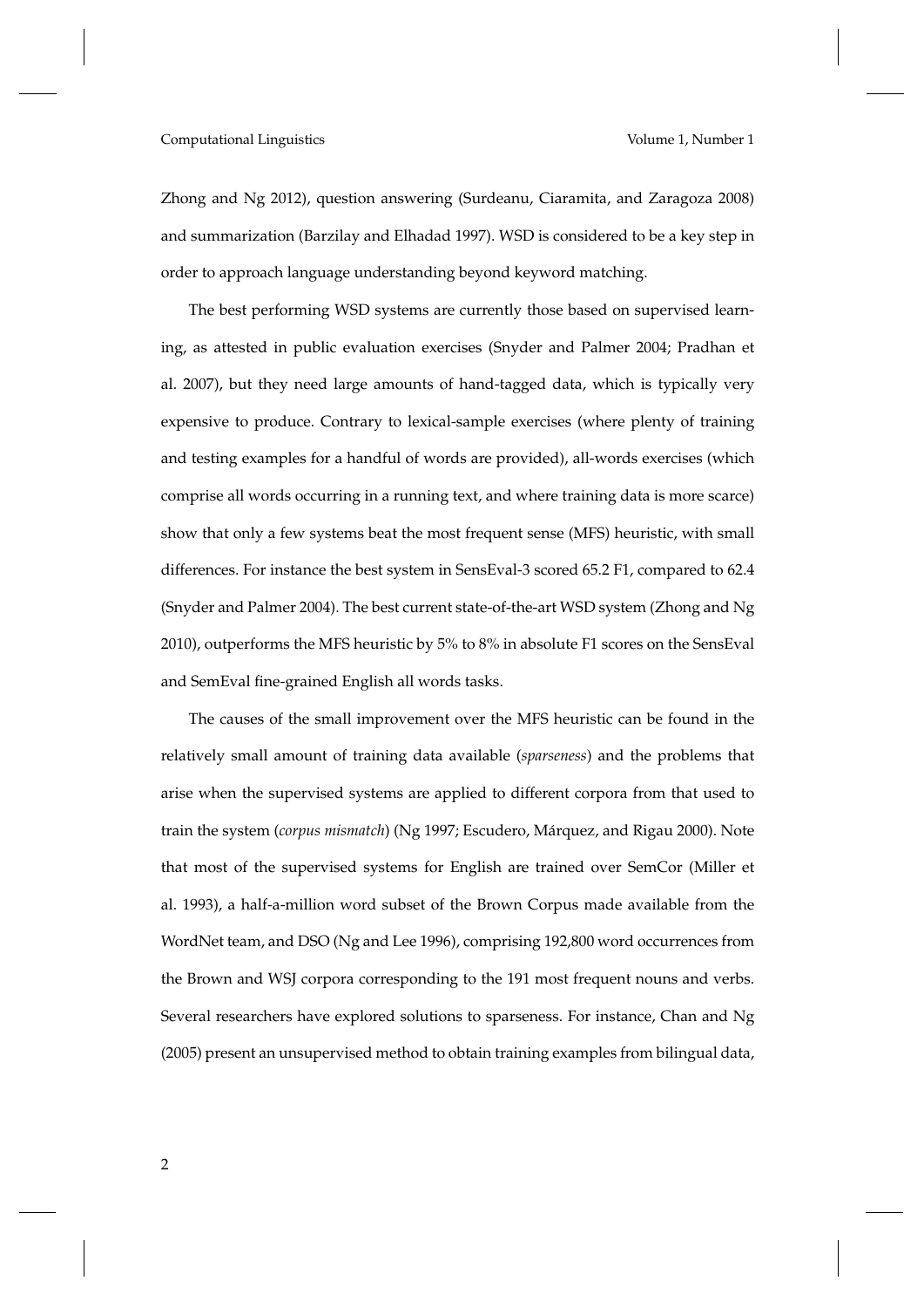Zhong and Ng 2012), question answering (Surdeanu, Ciaramita, and Zaragoza 2008) and summarization (Barzilay and Elhadad 1997). WSD is considered to be a key step in order to approach language understanding beyond keyword matching.

The best performing WSD systems are currently those based on supervised learning, as attested in public evaluation exercises (Snyder and Palmer 2004; Pradhan et al. 2007), but they need large amounts of hand-tagged data, which is typically very expensive to produce. Contrary to lexical-sample exercises (where plenty of training and testing examples for a handful of words are provided), all-words exercises (which comprise all words occurring in a running text, and where training data is more scarce) show that only a few systems beat the most frequent sense (MFS) heuristic, with small differences. For instance the best system in SensEval-3 scored 65.2 F1, compared to 62.4 (Snyder and Palmer 2004). The best current state-of-the-art WSD system (Zhong and Ng 2010), outperforms the MFS heuristic by 5% to 8% in absolute F1 scores on the SensEval and SemEval fine-grained English all words tasks.

The causes of the small improvement over the MFS heuristic can be found in the relatively small amount of training data available (*sparseness*) and the problems that arise when the supervised systems are applied to different corpora from that used to train the system (*corpus mismatch*) (Ng 1997; Escudero, Márquez, and Rigau 2000). Note that most of the supervised systems for English are trained over SemCor (Miller et al. 1993), a half-a-million word subset of the Brown Corpus made available from the WordNet team, and DSO (Ng and Lee 1996), comprising 192,800 word occurrences from the Brown and WSJ corpora corresponding to the 191 most frequent nouns and verbs. Several researchers have explored solutions to sparseness. For instance, Chan and Ng (2005) present an unsupervised method to obtain training examples from bilingual data,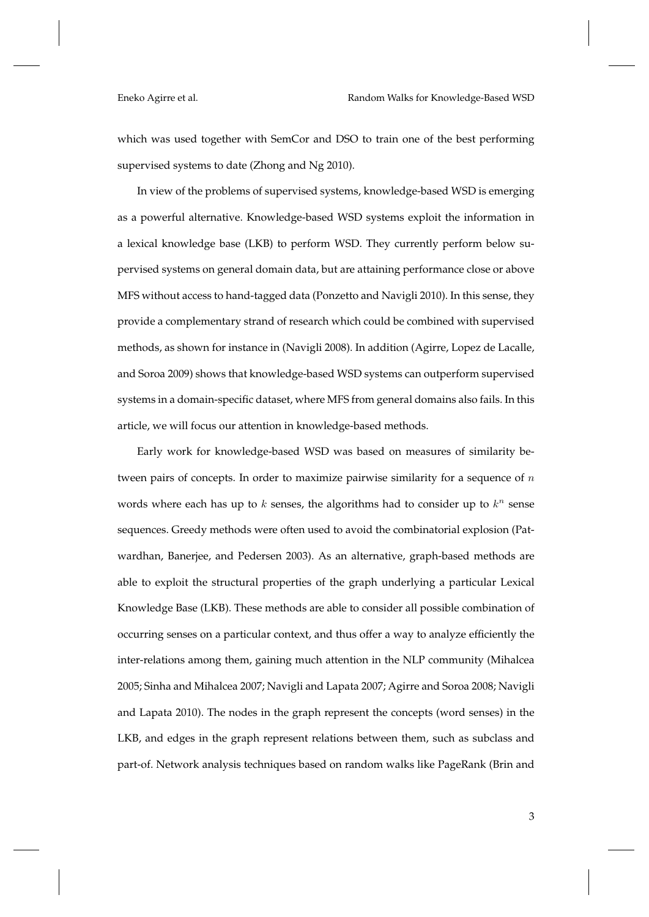which was used together with SemCor and DSO to train one of the best performing supervised systems to date (Zhong and Ng 2010).

In view of the problems of supervised systems, knowledge-based WSD is emerging as a powerful alternative. Knowledge-based WSD systems exploit the information in a lexical knowledge base (LKB) to perform WSD. They currently perform below supervised systems on general domain data, but are attaining performance close or above MFS without access to hand-tagged data (Ponzetto and Navigli 2010). In this sense, they provide a complementary strand of research which could be combined with supervised methods, as shown for instance in (Navigli 2008). In addition (Agirre, Lopez de Lacalle, and Soroa 2009) shows that knowledge-based WSD systems can outperform supervised systems in a domain-specific dataset, where MFS from general domains also fails. In this article, we will focus our attention in knowledge-based methods.

Early work for knowledge-based WSD was based on measures of similarity between pairs of concepts. In order to maximize pairwise similarity for a sequence of $n$ words where each has up to $k$ senses, the algorithms had to consider up to $k^n$ sense sequences. Greedy methods were often used to avoid the combinatorial explosion (Patwardhan, Banerjee, and Pedersen 2003). As an alternative, graph-based methods are able to exploit the structural properties of the graph underlying a particular Lexical Knowledge Base (LKB). These methods are able to consider all possible combination of occurring senses on a particular context, and thus offer a way to analyze efficiently the inter-relations among them, gaining much attention in the NLP community (Mihalcea 2005; Sinha and Mihalcea 2007; Navigli and Lapata 2007; Agirre and Soroa 2008; Navigli and Lapata 2010). The nodes in the graph represent the concepts (word senses) in the LKB, and edges in the graph represent relations between them, such as subclass and part-of. Network analysis techniques based on random walks like PageRank (Brin and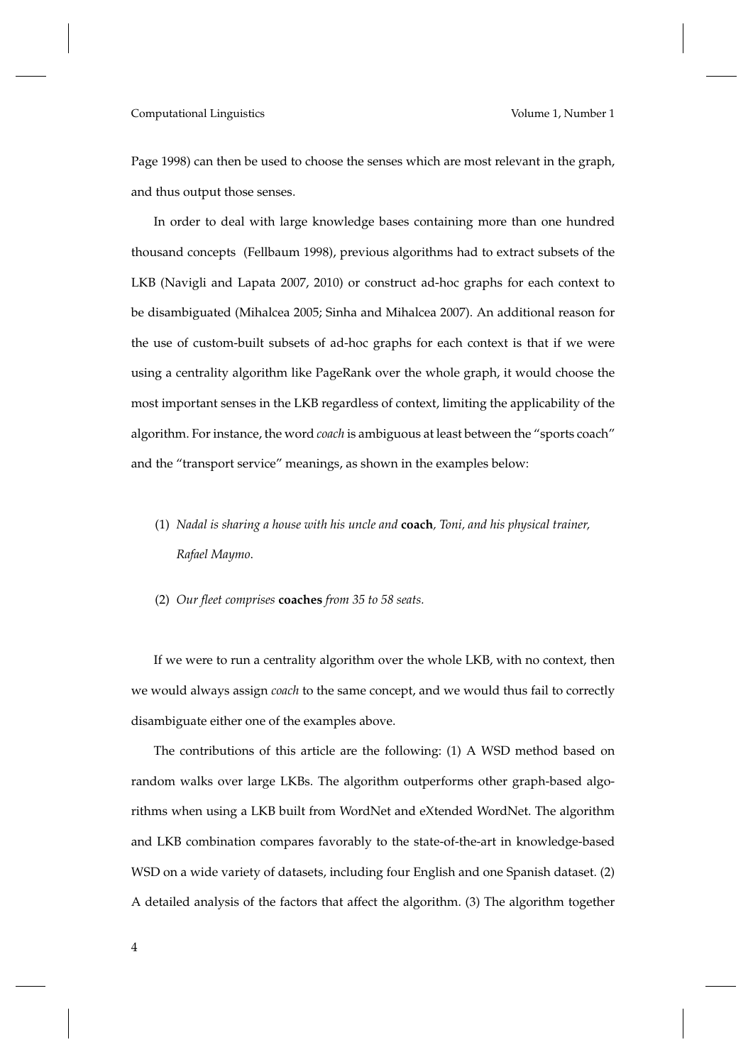Page 1998) can then be used to choose the senses which are most relevant in the graph, and thus output those senses.

In order to deal with large knowledge bases containing more than one hundred thousand concepts (Fellbaum 1998), previous algorithms had to extract subsets of the LKB (Navigli and Lapata 2007, 2010) or construct ad-hoc graphs for each context to be disambiguated (Mihalcea 2005; Sinha and Mihalcea 2007). An additional reason for the use of custom-built subsets of ad-hoc graphs for each context is that if we were using a centrality algorithm like PageRank over the whole graph, it would choose the most important senses in the LKB regardless of context, limiting the applicability of the algorithm. For instance, the word *coach* is ambiguous at least between the "sports coach" and the "transport service" meanings, as shown in the examples below:

(1) *Nadal is sharing a house with his uncle and* **coach***, Toni, and his physical trainer, Rafael Maymo.*

(2) *Our fleet comprises* **coaches** *from 35 to 58 seats.*

If we were to run a centrality algorithm over the whole LKB, with no context, then we would always assign *coach* to the same concept, and we would thus fail to correctly disambiguate either one of the examples above.

The contributions of this article are the following: (1) A WSD method based on random walks over large LKBs. The algorithm outperforms other graph-based algorithms when using a LKB built from WordNet and eXtended WordNet. The algorithm and LKB combination compares favorably to the state-of-the-art in knowledge-based WSD on a wide variety of datasets, including four English and one Spanish dataset. (2) A detailed analysis of the factors that affect the algorithm. (3) The algorithm together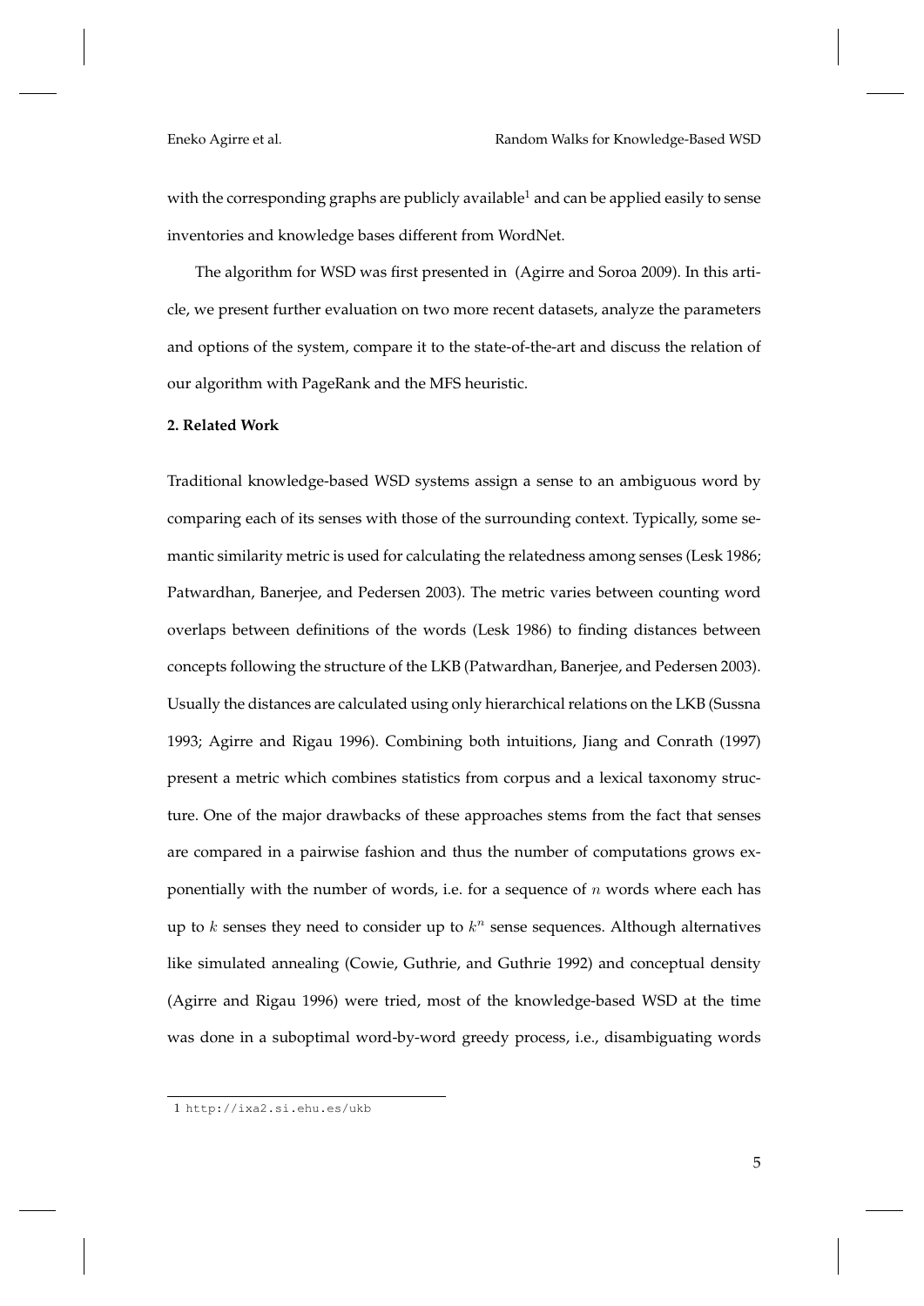with the corresponding graphs are publicly available[1] and can be applied easily to sense inventories and knowledge bases different from WordNet.

The algorithm for WSD was first presented in (Agirre and Soroa 2009). In this article, we present further evaluation on two more recent datasets, analyze the parameters and options of the system, compare it to the state-of-the-art and discuss the relation of our algorithm with PageRank and the MFS heuristic.

## 2. Related Work

Traditional knowledge-based WSD systems assign a sense to an ambiguous word by comparing each of its senses with those of the surrounding context. Typically, some semantic similarity metric is used for calculating the relatedness among senses (Lesk 1986; Patwardhan, Banerjee, and Pedersen 2003). The metric varies between counting word overlaps between definitions of the words (Lesk 1986) to finding distances between concepts following the structure of the LKB (Patwardhan, Banerjee, and Pedersen 2003). Usually the distances are calculated using only hierarchical relations on the LKB (Sussna 1993; Agirre and Rigau 1996). Combining both intuitions, Jiang and Conrath (1997) present a metric which combines statistics from corpus and a lexical taxonomy structure. One of the major drawbacks of these approaches stems from the fact that senses are compared in a pairwise fashion and thus the number of computations grows exponentially with the number of words, i.e. for a sequence of $n$ words where each has up to $k$ senses they need to consider up to $k^n$ sense sequences. Although alternatives like simulated annealing (Cowie, Guthrie, and Guthrie 1992) and conceptual density (Agirre and Rigau 1996) were tried, most of the knowledge-based WSD at the time was done in a suboptimal word-by-word greedy process, i.e., disambiguating words

1 http://ixa2.si.ehu.es/ukb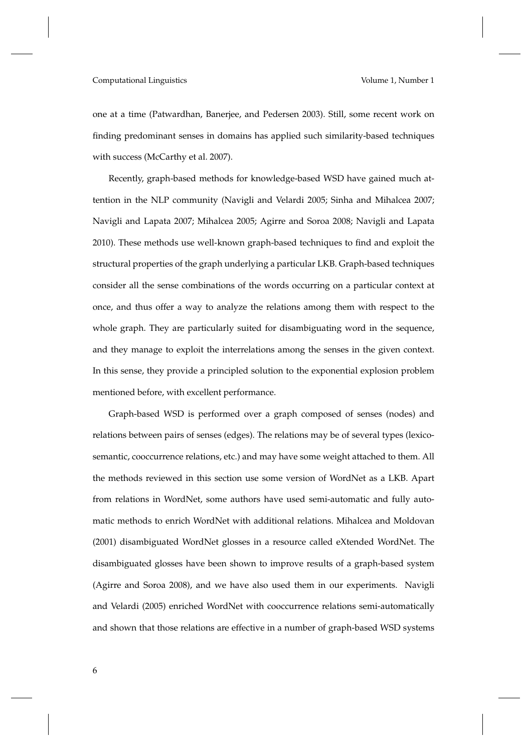one at a time (Patwardhan, Banerjee, and Pedersen 2003). Still, some recent work on finding predominant senses in domains has applied such similarity-based techniques with success (McCarthy et al. 2007).

Recently, graph-based methods for knowledge-based WSD have gained much attention in the NLP community (Navigli and Velardi 2005; Sinha and Mihalcea 2007; Navigli and Lapata 2007; Mihalcea 2005; Agirre and Soroa 2008; Navigli and Lapata 2010). These methods use well-known graph-based techniques to find and exploit the structural properties of the graph underlying a particular LKB. Graph-based techniques consider all the sense combinations of the words occurring on a particular context at once, and thus offer a way to analyze the relations among them with respect to the whole graph. They are particularly suited for disambiguating word in the sequence, and they manage to exploit the interrelations among the senses in the given context. In this sense, they provide a principled solution to the exponential explosion problem mentioned before, with excellent performance.

Graph-based WSD is performed over a graph composed of senses (nodes) and relations between pairs of senses (edges). The relations may be of several types (lexico-semantic, cooccurrence relations, etc.) and may have some weight attached to them. All the methods reviewed in this section use some version of WordNet as a LKB. Apart from relations in WordNet, some authors have used semi-automatic and fully automatic methods to enrich WordNet with additional relations. Mihalcea and Moldovan (2001) disambiguated WordNet glosses in a resource called eXtended WordNet. The disambiguated glosses have been shown to improve results of a graph-based system (Agirre and Soroa 2008), and we have also used them in our experiments. Navigli and Velardi (2005) enriched WordNet with cooccurrence relations semi-automatically and shown that those relations are effective in a number of graph-based WSD systems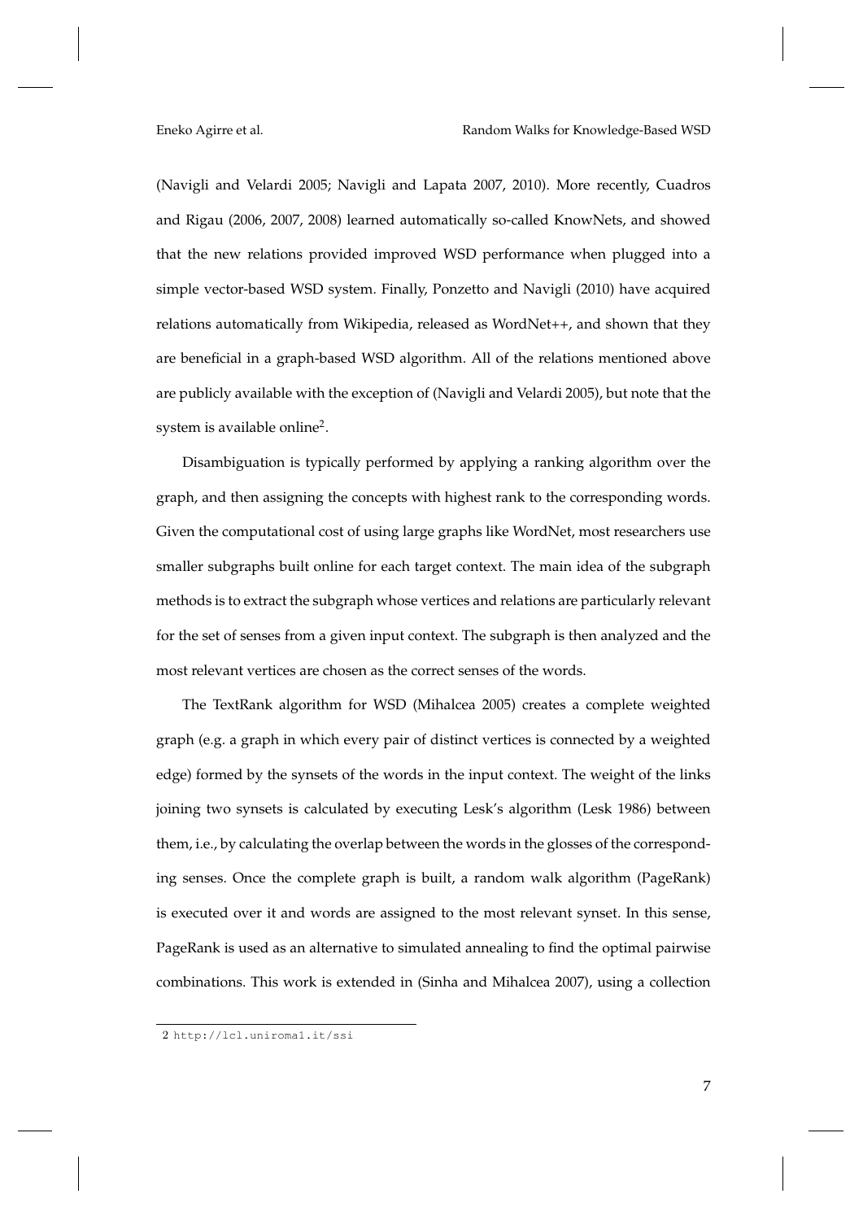(Navigli and Velardi 2005; Navigli and Lapata 2007, 2010). More recently, Cuadros and Rigau (2006, 2007, 2008) learned automatically so-called KnowNets, and showed that the new relations provided improved WSD performance when plugged into a simple vector-based WSD system. Finally, Ponzetto and Navigli (2010) have acquired relations automatically from Wikipedia, released as WordNet++, and shown that they are beneficial in a graph-based WSD algorithm. All of the relations mentioned above are publicly available with the exception of (Navigli and Velardi 2005), but note that the system is available online[2].

Disambiguation is typically performed by applying a ranking algorithm over the graph, and then assigning the concepts with highest rank to the corresponding words. Given the computational cost of using large graphs like WordNet, most researchers use smaller subgraphs built online for each target context. The main idea of the subgraph methods is to extract the subgraph whose vertices and relations are particularly relevant for the set of senses from a given input context. The subgraph is then analyzed and the most relevant vertices are chosen as the correct senses of the words.

The TextRank algorithm for WSD (Mihalcea 2005) creates a complete weighted graph (e.g. a graph in which every pair of distinct vertices is connected by a weighted edge) formed by the synsets of the words in the input context. The weight of the links joining two synsets is calculated by executing Lesk's algorithm (Lesk 1986) between them, i.e., by calculating the overlap between the words in the glosses of the corresponding senses. Once the complete graph is built, a random walk algorithm (PageRank) is executed over it and words are assigned to the most relevant synset. In this sense, PageRank is used as an alternative to simulated annealing to find the optimal pairwise combinations. This work is extended in (Sinha and Mihalcea 2007), using a collection

---

2 http://lcl.uniroma1.it/ssi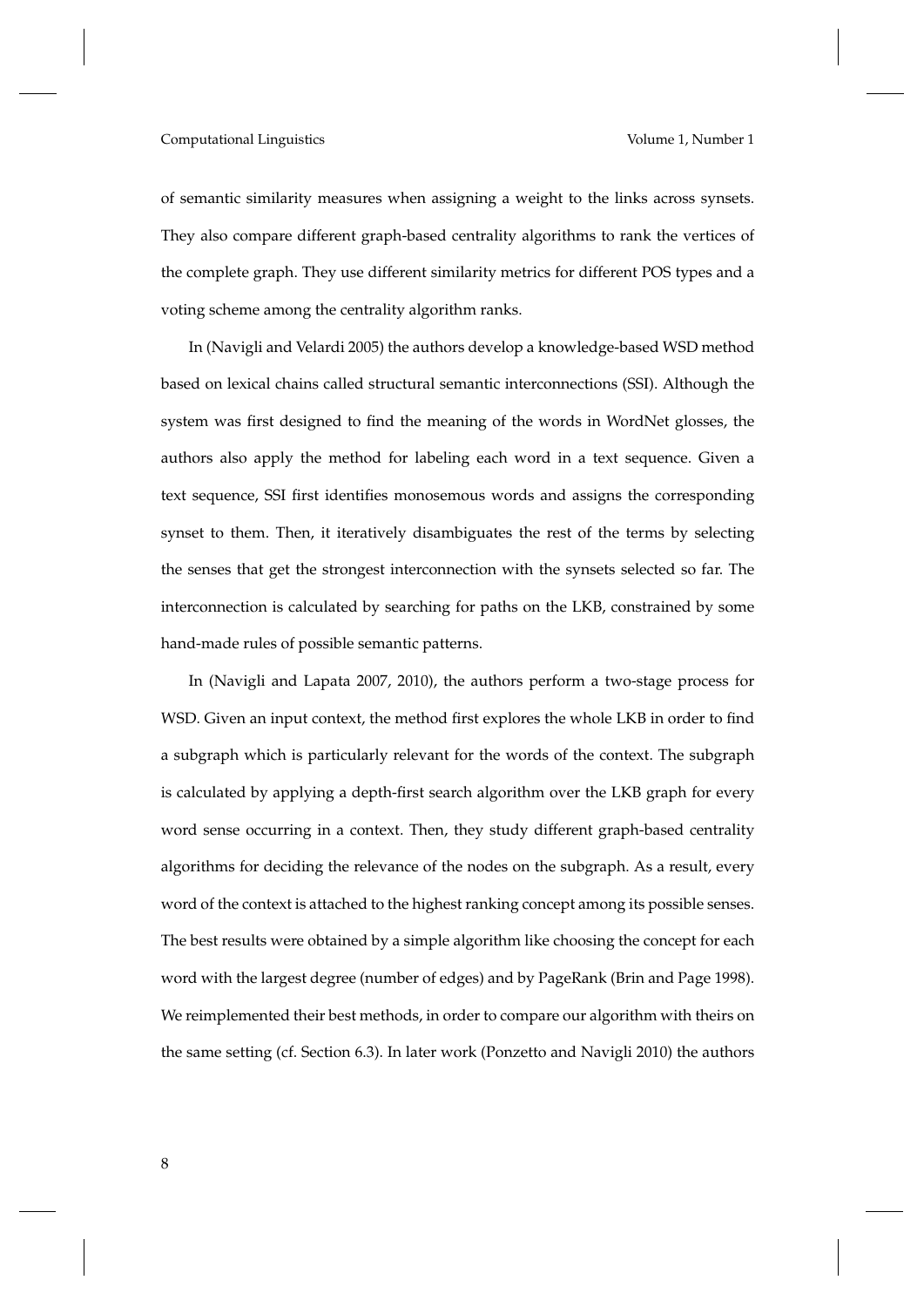of semantic similarity measures when assigning a weight to the links across synsets. They also compare different graph-based centrality algorithms to rank the vertices of the complete graph. They use different similarity metrics for different POS types and a voting scheme among the centrality algorithm ranks.

In (Navigli and Velardi 2005) the authors develop a knowledge-based WSD method based on lexical chains called structural semantic interconnections (SSI). Although the system was first designed to find the meaning of the words in WordNet glosses, the authors also apply the method for labeling each word in a text sequence. Given a text sequence, SSI first identifies monosemous words and assigns the corresponding synset to them. Then, it iteratively disambiguates the rest of the terms by selecting the senses that get the strongest interconnection with the synsets selected so far. The interconnection is calculated by searching for paths on the LKB, constrained by some hand-made rules of possible semantic patterns.

In (Navigli and Lapata 2007, 2010), the authors perform a two-stage process for WSD. Given an input context, the method first explores the whole LKB in order to find a subgraph which is particularly relevant for the words of the context. The subgraph is calculated by applying a depth-first search algorithm over the LKB graph for every word sense occurring in a context. Then, they study different graph-based centrality algorithms for deciding the relevance of the nodes on the subgraph. As a result, every word of the context is attached to the highest ranking concept among its possible senses. The best results were obtained by a simple algorithm like choosing the concept for each word with the largest degree (number of edges) and by PageRank (Brin and Page 1998). We reimplemented their best methods, in order to compare our algorithm with theirs on the same setting (cf. Section 6.3). In later work (Ponzetto and Navigli 2010) the authors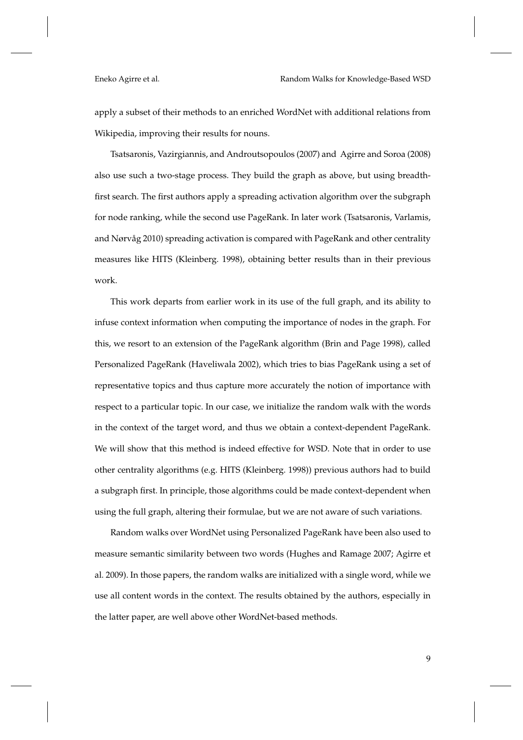apply a subset of their methods to an enriched WordNet with additional relations from Wikipedia, improving their results for nouns.

Tsatsaronis, Vazirgiannis, and Androutsopoulos (2007) and Agirre and Soroa (2008) also use such a two-stage process. They build the graph as above, but using breadth-first search. The first authors apply a spreading activation algorithm over the subgraph for node ranking, while the second use PageRank. In later work (Tsatsaronis, Varlamis, and Nørvåg 2010) spreading activation is compared with PageRank and other centrality measures like HITS (Kleinberg. 1998), obtaining better results than in their previous work.

This work departs from earlier work in its use of the full graph, and its ability to infuse context information when computing the importance of nodes in the graph. For this, we resort to an extension of the PageRank algorithm (Brin and Page 1998), called Personalized PageRank (Haveliwala 2002), which tries to bias PageRank using a set of representative topics and thus capture more accurately the notion of importance with respect to a particular topic. In our case, we initialize the random walk with the words in the context of the target word, and thus we obtain a context-dependent PageRank. We will show that this method is indeed effective for WSD. Note that in order to use other centrality algorithms (e.g. HITS (Kleinberg. 1998)) previous authors had to build a subgraph first. In principle, those algorithms could be made context-dependent when using the full graph, altering their formulae, but we are not aware of such variations.

Random walks over WordNet using Personalized PageRank have been also used to measure semantic similarity between two words (Hughes and Ramage 2007; Agirre et al. 2009). In those papers, the random walks are initialized with a single word, while we use all content words in the context. The results obtained by the authors, especially in the latter paper, are well above other WordNet-based methods.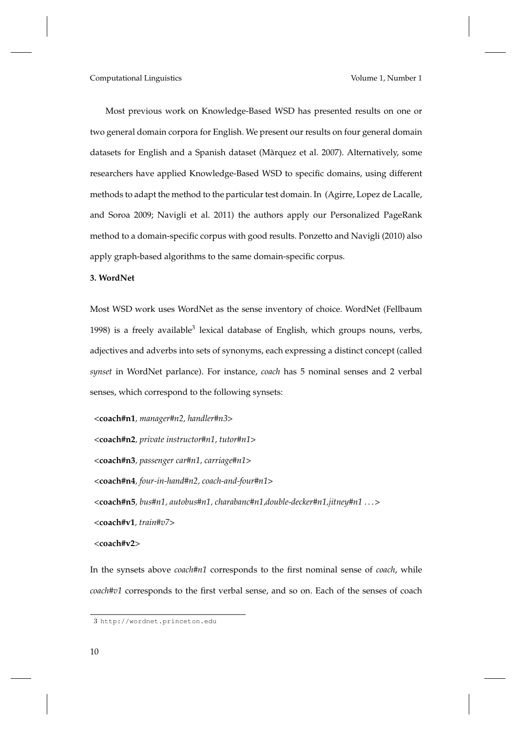Most previous work on Knowledge-Based WSD has presented results on one or two general domain corpora for English. We present our results on four general domain datasets for English and a Spanish dataset (Màrquez et al. 2007). Alternatively, some researchers have applied Knowledge-Based WSD to specific domains, using different methods to adapt the method to the particular test domain. In (Agirre, Lopez de Lacalle, and Soroa 2009; Navigli et al. 2011) the authors apply our Personalized PageRank method to a domain-specific corpus with good results. Ponzetto and Navigli (2010) also apply graph-based algorithms to the same domain-specific corpus.

## 3. WordNet

Most WSD work uses WordNet as the sense inventory of choice. WordNet (Fellbaum 1998) is a freely available[3] lexical database of English, which groups nouns, verbs, adjectives and adverbs into sets of synonyms, each expressing a distinct concept (called *synset* in WordNet parlance). For instance, *coach* has 5 nominal senses and 2 verbal senses, which correspond to the following synsets:

<**coach#n1**, *manager#n2, handler#n3*>

<**coach#n2**, *private instructor#n1, tutor#n1*>

<**coach#n3**, *passenger car#n1, carriage#n1*>

<**coach#n4**, *four-in-hand#n2, coach-and-four#n1*>

<**coach#n5**, *bus#n1, autobus#n1, charabanc#n1,double-decker#n1,jitney#n1 ...*>

<**coach#v1**, *train#v7*>

<**coach#v2**>

In the synsets above *coach#n1* corresponds to the first nominal sense of *coach*, while *coach#v1* corresponds to the first verbal sense, and so on. Each of the senses of coach

---

[3] http://wordnet.princeton.edu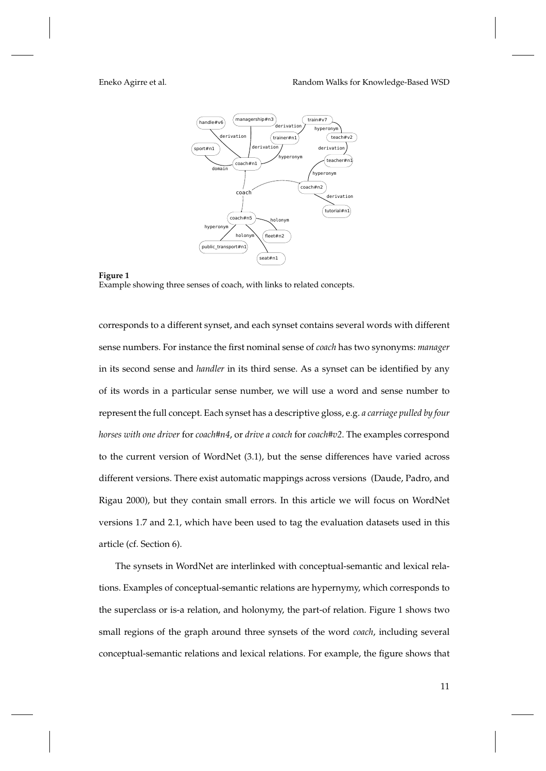**Figure 1**
Example showing three senses of coach, with links to related concepts.

corresponds to a different synset, and each synset contains several words with different sense numbers. For instance the first nominal sense of *coach* has two synonyms: *manager* in its second sense and *handler* in its third sense. As a synset can be identified by any of its words in a particular sense number, we will use a word and sense number to represent the full concept. Each synset has a descriptive gloss, e.g. *a carriage pulled by four horses with one driver* for *coach#n4*, or *drive a coach* for *coach#v2*. The examples correspond to the current version of WordNet (3.1), but the sense differences have varied across different versions. There exist automatic mappings across versions (Daude, Padro, and Rigau 2000), but they contain small errors. In this article we will focus on WordNet versions 1.7 and 2.1, which have been used to tag the evaluation datasets used in this article (cf. Section 6).

The synsets in WordNet are interlinked with conceptual-semantic and lexical relations. Examples of conceptual-semantic relations are hypernymy, which corresponds to the superclass or is-a relation, and holonymy, the part-of relation. Figure 1 shows two small regions of the graph around three synsets of the word *coach*, including several conceptual-semantic relations and lexical relations. For example, the figure shows that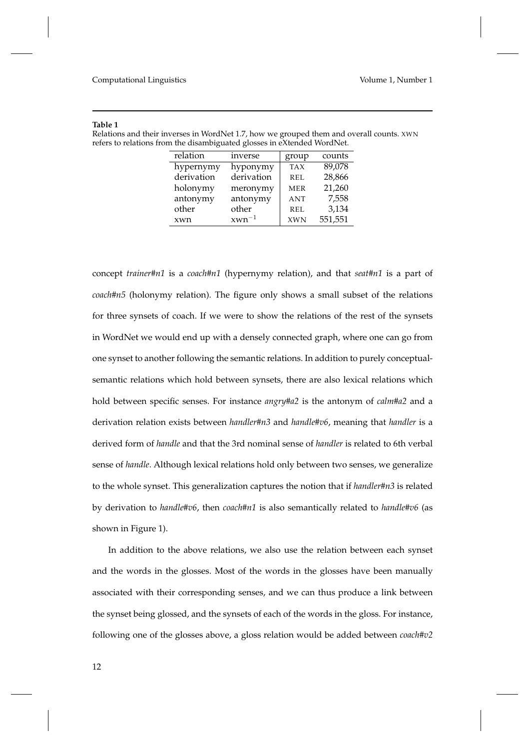**Table 1**
Relations and their inverses in WordNet 1.7, how we grouped them and overall counts. XWN refers to relations from the disambiguated glosses in eXtended WordNet.

| relation | inverse | group | counts |
|---|---|---|---|
| hypernymy | hyponymy | TAX | 89,078 |
| derivation | derivation | REL | 28,866 |
| holonymy | meronymy | MER | 21,260 |
| antonymy | antonymy | ANT | 7,558 |
| other | other | REL | 3,134 |
| xwn | $\text{xwn}^{-1}$ | XWN | 551,551 |

concept *trainer#n1* is a *coach#n1* (hypernymy relation), and that *seat#n1* is a part of *coach#n5* (holonymy relation). The figure only shows a small subset of the relations for three synsets of coach. If we were to show the relations of the rest of the synsets in WordNet we would end up with a densely connected graph, where one can go from one synset to another following the semantic relations. In addition to purely conceptual-semantic relations which hold between synsets, there are also lexical relations which hold between specific senses. For instance *angry#a2* is the antonym of *calm#a2* and a derivation relation exists between *handler#n3* and *handle#v6*, meaning that *handler* is a derived form of *handle* and that the 3rd nominal sense of *handler* is related to 6th verbal sense of *handle*. Although lexical relations hold only between two senses, we generalize to the whole synset. This generalization captures the notion that if *handler#n3* is related by derivation to *handle#v6*, then *coach#n1* is also semantically related to *handle#v6* (as shown in Figure 1).

In addition to the above relations, we also use the relation between each synset and the words in the glosses. Most of the words in the glosses have been manually associated with their corresponding senses, and we can thus produce a link between the synset being glossed, and the synsets of each of the words in the gloss. For instance, following one of the glosses above, a gloss relation would be added between *coach#v2*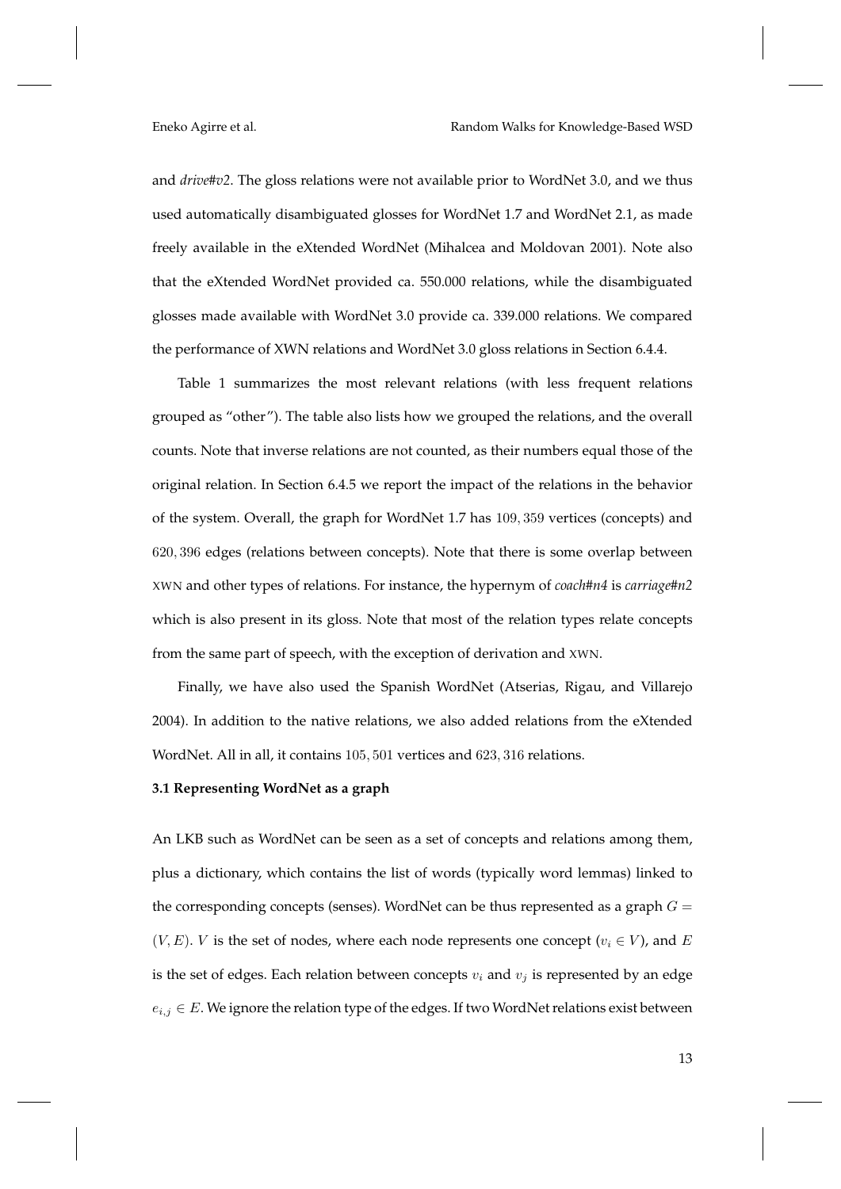and *drive#v2*. The gloss relations were not available prior to WordNet 3.0, and we thus used automatically disambiguated glosses for WordNet 1.7 and WordNet 2.1, as made freely available in the eXtended WordNet (Mihalcea and Moldovan 2001). Note also that the eXtended WordNet provided ca. 550.000 relations, while the disambiguated glosses made available with WordNet 3.0 provide ca. 339.000 relations. We compared the performance of XWN relations and WordNet 3.0 gloss relations in Section 6.4.4.

Table 1 summarizes the most relevant relations (with less frequent relations grouped as "other"). The table also lists how we grouped the relations, and the overall counts. Note that inverse relations are not counted, as their numbers equal those of the original relation. In Section 6.4.5 we report the impact of the relations in the behavior of the system. Overall, the graph for WordNet 1.7 has $109,359$ vertices (concepts) and $620,396$ edges (relations between concepts). Note that there is some overlap between XWN and other types of relations. For instance, the hypernym of *coach#n4* is *carriage#n2* which is also present in its gloss. Note that most of the relation types relate concepts from the same part of speech, with the exception of derivation and XWN.

Finally, we have also used the Spanish WordNet (Atserias, Rigau, and Villarejo 2004). In addition to the native relations, we also added relations from the eXtended WordNet. All in all, it contains $105,501$ vertices and $623,316$ relations.

### 3.1 Representing WordNet as a graph

An LKB such as WordNet can be seen as a set of concepts and relations among them, plus a dictionary, which contains the list of words (typically word lemmas) linked to the corresponding concepts (senses). WordNet can be thus represented as a graph $G = (V, E)$. $V$ is the set of nodes, where each node represents one concept ($v_i \in V$), and $E$ is the set of edges. Each relation between concepts $v_i$ and $v_j$ is represented by an edge $e_{i,j} \in E$. We ignore the relation type of the edges. If two WordNet relations exist between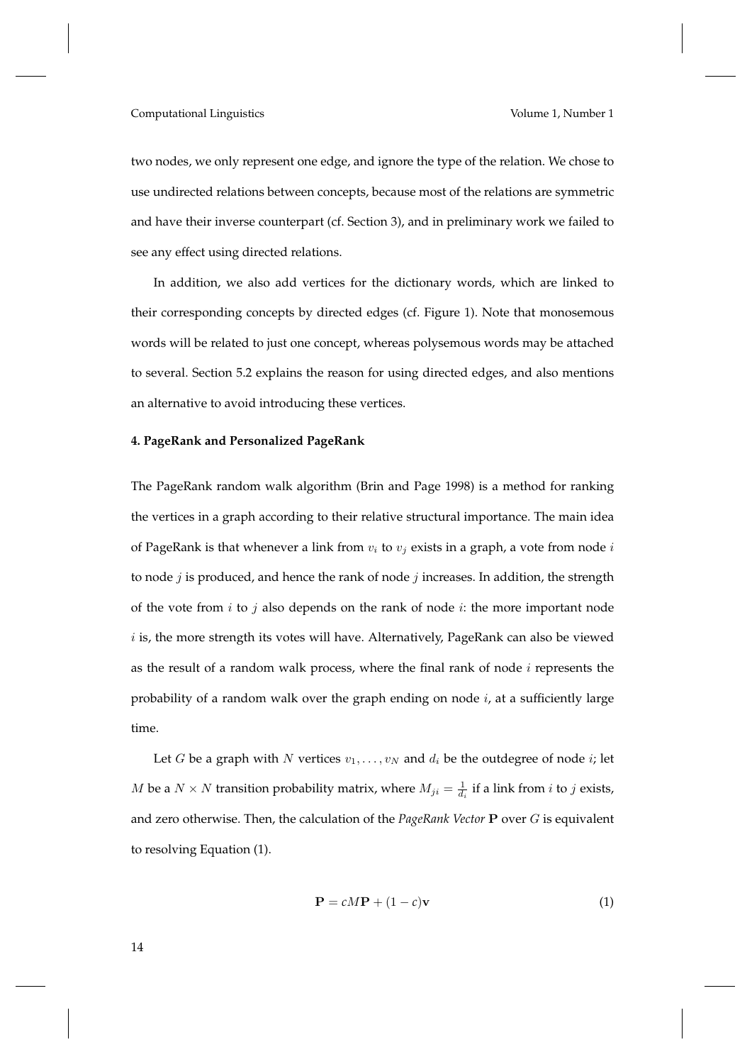two nodes, we only represent one edge, and ignore the type of the relation. We chose to use undirected relations between concepts, because most of the relations are symmetric and have their inverse counterpart (cf. Section 3), and in preliminary work we failed to see any effect using directed relations.

In addition, we also add vertices for the dictionary words, which are linked to their corresponding concepts by directed edges (cf. Figure 1). Note that monosemous words will be related to just one concept, whereas polysemous words may be attached to several. Section 5.2 explains the reason for using directed edges, and also mentions an alternative to avoid introducing these vertices.

## 4. PageRank and Personalized PageRank

The PageRank random walk algorithm (Brin and Page 1998) is a method for ranking the vertices in a graph according to their relative structural importance. The main idea of PageRank is that whenever a link from $v_i$ to $v_j$ exists in a graph, a vote from node $i$ to node $j$ is produced, and hence the rank of node $j$ increases. In addition, the strength of the vote from $i$ to $j$ also depends on the rank of node $i$: the more important node $i$ is, the more strength its votes will have. Alternatively, PageRank can also be viewed as the result of a random walk process, where the final rank of node $i$ represents the probability of a random walk over the graph ending on node $i$, at a sufficiently large time.

Let $G$ be a graph with $N$ vertices $v_1, \ldots, v_N$ and $d_i$ be the outdegree of node $i$; let $M$ be a $N \times N$ transition probability matrix, where $M_{ji} = \frac{1}{d_i}$ if a link from $i$ to $j$ exists, and zero otherwise. Then, the calculation of the *PageRank Vector* $\mathbf{P}$ over $G$ is equivalent to resolving Equation (1).

$$\mathbf{P} = cM\mathbf{P} + (1 - c)\mathbf{v} \tag{1}$$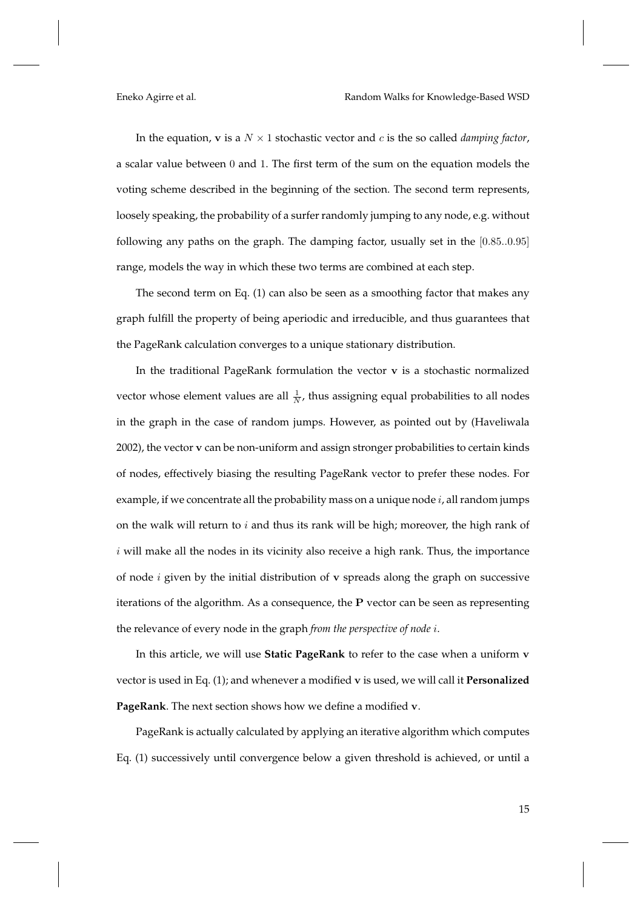In the equation, $\mathbf{v}$ is a $N \times 1$ stochastic vector and $c$ is the so called *damping factor*, a scalar value between 0 and 1. The first term of the sum on the equation models the voting scheme described in the beginning of the section. The second term represents, loosely speaking, the probability of a surfer randomly jumping to any node, e.g. without following any paths on the graph. The damping factor, usually set in the $[0.85..0.95]$ range, models the way in which these two terms are combined at each step.

The second term on Eq. (1) can also be seen as a smoothing factor that makes any graph fulfill the property of being aperiodic and irreducible, and thus guarantees that the PageRank calculation converges to a unique stationary distribution.

In the traditional PageRank formulation the vector $\mathbf{v}$ is a stochastic normalized vector whose element values are all $\frac{1}{N}$, thus assigning equal probabilities to all nodes in the graph in the case of random jumps. However, as pointed out by (Haveliwala 2002), the vector $\mathbf{v}$ can be non-uniform and assign stronger probabilities to certain kinds of nodes, effectively biasing the resulting PageRank vector to prefer these nodes. For example, if we concentrate all the probability mass on a unique node $i$, all random jumps on the walk will return to $i$ and thus its rank will be high; moreover, the high rank of $i$ will make all the nodes in its vicinity also receive a high rank. Thus, the importance of node $i$ given by the initial distribution of $\mathbf{v}$ spreads along the graph on successive iterations of the algorithm. As a consequence, the $\mathbf{P}$ vector can be seen as representing the relevance of every node in the graph *from the perspective of node $i$*.

In this article, we will use **Static PageRank** to refer to the case when a uniform $\mathbf{v}$ vector is used in Eq. (1); and whenever a modified $\mathbf{v}$ is used, we will call it **Personalized PageRank**. The next section shows how we define a modified $\mathbf{v}$.

PageRank is actually calculated by applying an iterative algorithm which computes Eq. (1) successively until convergence below a given threshold is achieved, or until a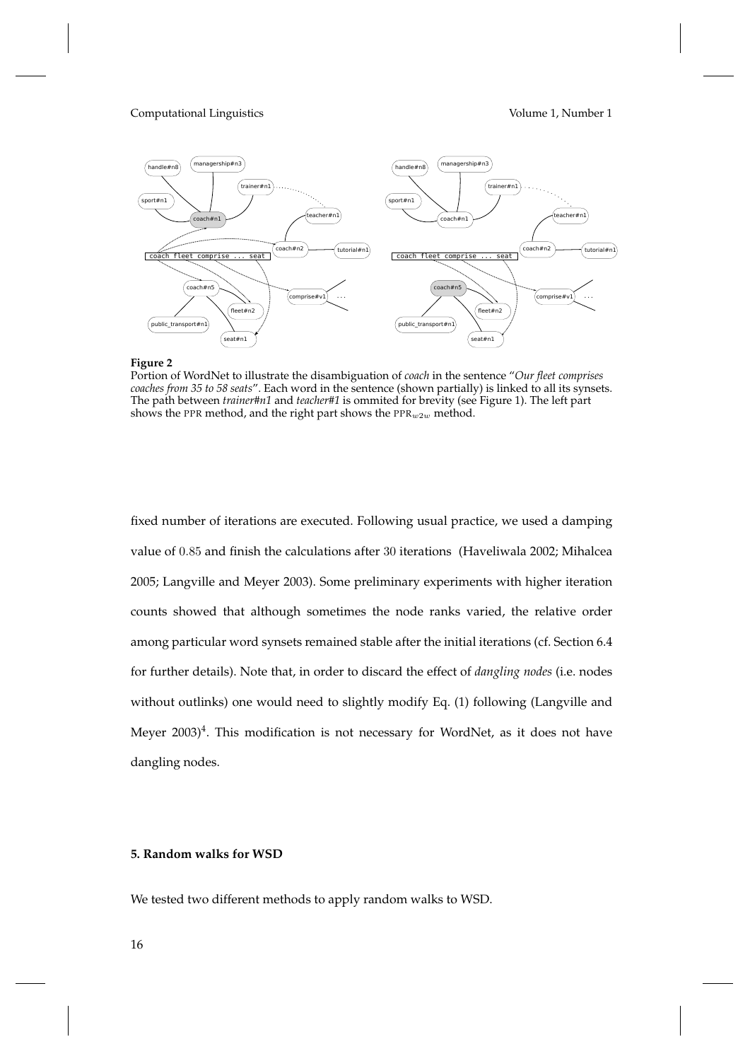**Figure 2**
Portion of WordNet to illustrate the disambiguation of *coach* in the sentence "*Our fleet comprises coaches from 35 to 58 seats*". Each word in the sentence (shown partially) is linked to all its synsets. The path between *trainer#n1* and *teacher#1* is ommited for brevity (see Figure 1). The left part shows the PPR method, and the right part shows the $\text{PPR}_{w2w}$ method.

fixed number of iterations are executed. Following usual practice, we used a damping value of $0.85$ and finish the calculations after $30$ iterations (Haveliwala 2002; Mihalcea 2005; Langville and Meyer 2003). Some preliminary experiments with higher iteration counts showed that although sometimes the node ranks varied, the relative order among particular word synsets remained stable after the initial iterations (cf. Section 6.4 for further details). Note that, in order to discard the effect of *dangling nodes* (i.e. nodes without outlinks) one would need to slightly modify Eq. (1) following (Langville and Meyer 2003)[4]. This modification is not necessary for WordNet, as it does not have dangling nodes.

## 5. Random walks for WSD

We tested two different methods to apply random walks to WSD.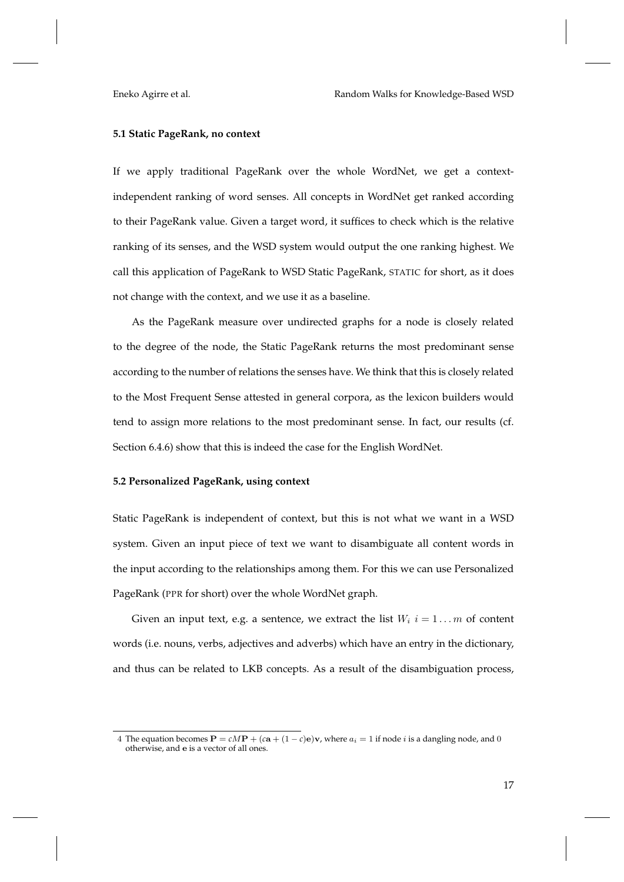### 5.1 Static PageRank, no context

If we apply traditional PageRank over the whole WordNet, we get a context-independent ranking of word senses. All concepts in WordNet get ranked according to their PageRank value. Given a target word, it suffices to check which is the relative ranking of its senses, and the WSD system would output the one ranking highest. We call this application of PageRank to WSD Static PageRank, STATIC for short, as it does not change with the context, and we use it as a baseline.

As the PageRank measure over undirected graphs for a node is closely related to the degree of the node, the Static PageRank returns the most predominant sense according to the number of relations the senses have. We think that this is closely related to the Most Frequent Sense attested in general corpora, as the lexicon builders would tend to assign more relations to the most predominant sense. In fact, our results (cf. Section 6.4.6) show that this is indeed the case for the English WordNet.

### 5.2 Personalized PageRank, using context

Static PageRank is independent of context, but this is not what we want in a WSD system. Given an input piece of text we want to disambiguate all content words in the input according to the relationships among them. For this we can use Personalized PageRank (PPR for short) over the whole WordNet graph.

Given an input text, e.g. a sentence, we extract the list $W_i \; i = 1 \dots m$ of content words (i.e. nouns, verbs, adjectives and adverbs) which have an entry in the dictionary, and thus can be related to LKB concepts. As a result of the disambiguation process,

---

4 The equation becomes $\mathbf{P} = cM\mathbf{P} + (c\mathbf{a} + (1-c)\mathbf{e})\mathbf{v}$, where $a_i = 1$ if node $i$ is a dangling node, and 0 otherwise, and $\mathbf{e}$ is a vector of all ones.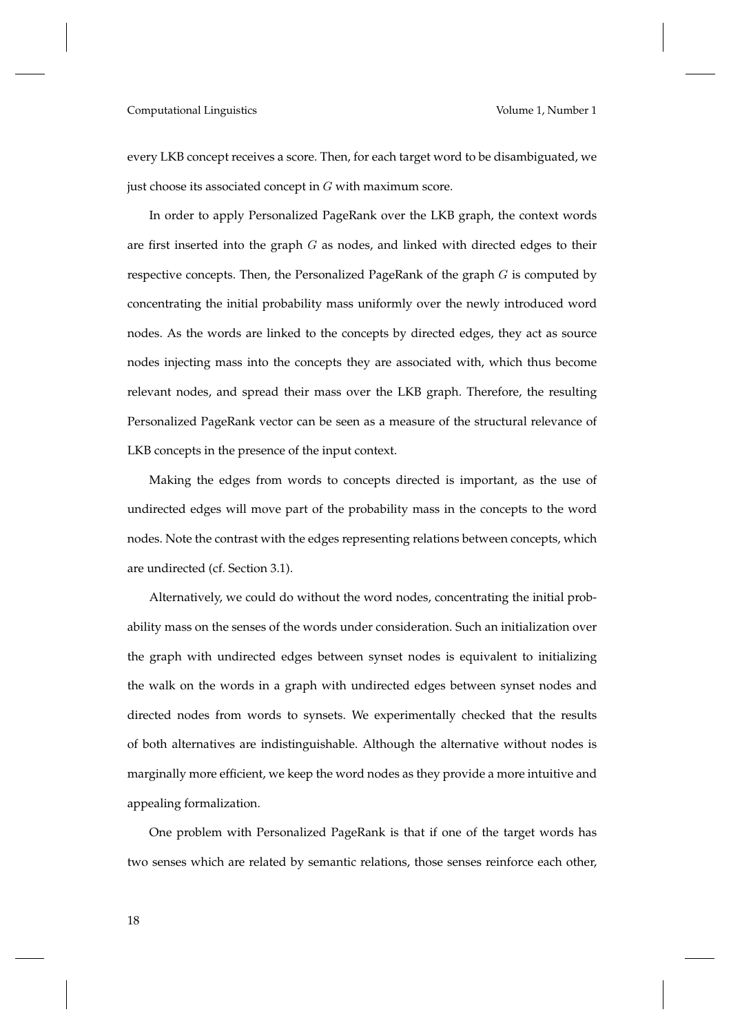every LKB concept receives a score. Then, for each target word to be disambiguated, we just choose its associated concept in $G$ with maximum score.

In order to apply Personalized PageRank over the LKB graph, the context words are first inserted into the graph $G$ as nodes, and linked with directed edges to their respective concepts. Then, the Personalized PageRank of the graph $G$ is computed by concentrating the initial probability mass uniformly over the newly introduced word nodes. As the words are linked to the concepts by directed edges, they act as source nodes injecting mass into the concepts they are associated with, which thus become relevant nodes, and spread their mass over the LKB graph. Therefore, the resulting Personalized PageRank vector can be seen as a measure of the structural relevance of LKB concepts in the presence of the input context.

Making the edges from words to concepts directed is important, as the use of undirected edges will move part of the probability mass in the concepts to the word nodes. Note the contrast with the edges representing relations between concepts, which are undirected (cf. Section 3.1).

Alternatively, we could do without the word nodes, concentrating the initial probability mass on the senses of the words under consideration. Such an initialization over the graph with undirected edges between synset nodes is equivalent to initializing the walk on the words in a graph with undirected edges between synset nodes and directed nodes from words to synsets. We experimentally checked that the results of both alternatives are indistinguishable. Although the alternative without nodes is marginally more efficient, we keep the word nodes as they provide a more intuitive and appealing formalization.

One problem with Personalized PageRank is that if one of the target words has two senses which are related by semantic relations, those senses reinforce each other,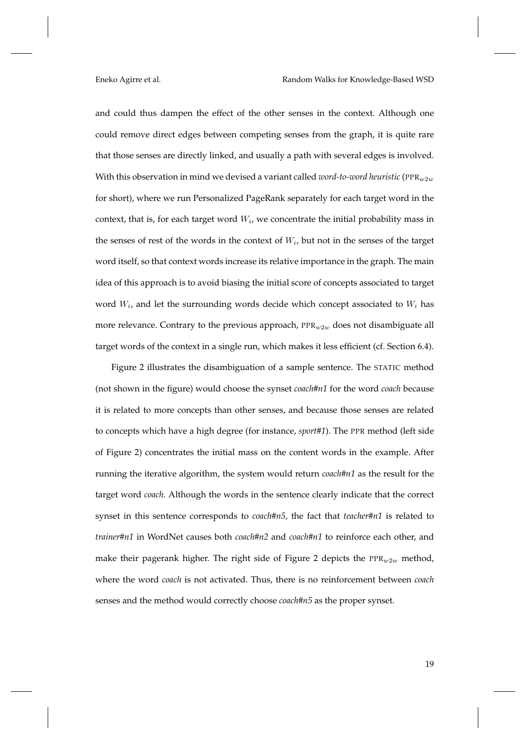and could thus dampen the effect of the other senses in the context. Although one could remove direct edges between competing senses from the graph, it is quite rare that those senses are directly linked, and usually a path with several edges is involved. With this observation in mind we devised a variant called *word-to-word heuristic* (PPR$_{w2w}$ for short), where we run Personalized PageRank separately for each target word in the context, that is, for each target word $W_i$, we concentrate the initial probability mass in the senses of rest of the words in the context of $W_i$, but not in the senses of the target word itself, so that context words increase its relative importance in the graph. The main idea of this approach is to avoid biasing the initial score of concepts associated to target word $W_i$, and let the surrounding words decide which concept associated to $W_i$ has more relevance. Contrary to the previous approach, PPR$_{w2w}$ does not disambiguate all target words of the context in a single run, which makes it less efficient (cf. Section 6.4).

Figure 2 illustrates the disambiguation of a sample sentence. The STATIC method (not shown in the figure) would choose the synset *coach#n1* for the word *coach* because it is related to more concepts than other senses, and because those senses are related to concepts which have a high degree (for instance, *sport#1*). The PPR method (left side of Figure 2) concentrates the initial mass on the content words in the example. After running the iterative algorithm, the system would return *coach#n1* as the result for the target word *coach*. Although the words in the sentence clearly indicate that the correct synset in this sentence corresponds to *coach#n5*, the fact that *teacher#n1* is related to *trainer#n1* in WordNet causes both *coach#n2* and *coach#n1* to reinforce each other, and make their pagerank higher. The right side of Figure 2 depicts the PPR$_{w2w}$ method, where the word *coach* is not activated. Thus, there is no reinforcement between *coach* senses and the method would correctly choose *coach#n5* as the proper synset.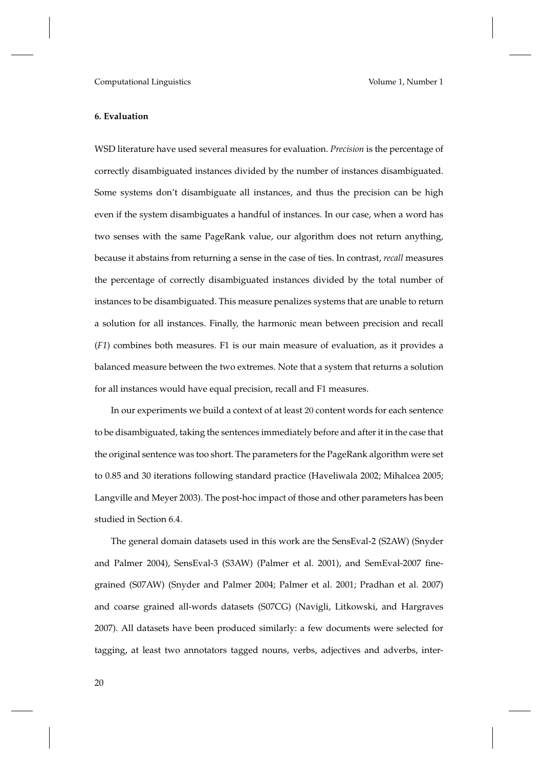## 6. Evaluation

WSD literature have used several measures for evaluation. *Precision* is the percentage of correctly disambiguated instances divided by the number of instances disambiguated. Some systems don't disambiguate all instances, and thus the precision can be high even if the system disambiguates a handful of instances. In our case, when a word has two senses with the same PageRank value, our algorithm does not return anything, because it abstains from returning a sense in the case of ties. In contrast, *recall* measures the percentage of correctly disambiguated instances divided by the total number of instances to be disambiguated. This measure penalizes systems that are unable to return a solution for all instances. Finally, the harmonic mean between precision and recall (*F1*) combines both measures. F1 is our main measure of evaluation, as it provides a balanced measure between the two extremes. Note that a system that returns a solution for all instances would have equal precision, recall and F1 measures.

In our experiments we build a context of at least 20 content words for each sentence to be disambiguated, taking the sentences immediately before and after it in the case that the original sentence was too short. The parameters for the PageRank algorithm were set to 0.85 and 30 iterations following standard practice (Haveliwala 2002; Mihalcea 2005; Langville and Meyer 2003). The post-hoc impact of those and other parameters has been studied in Section 6.4.

The general domain datasets used in this work are the SensEval-2 (S2AW) (Snyder and Palmer 2004), SensEval-3 (S3AW) (Palmer et al. 2001), and SemEval-2007 fine-grained (S07AW) (Snyder and Palmer 2004; Palmer et al. 2001; Pradhan et al. 2007) and coarse grained all-words datasets (S07CG) (Navigli, Litkowski, and Hargraves 2007). All datasets have been produced similarly: a few documents were selected for tagging, at least two annotators tagged nouns, verbs, adjectives and adverbs, inter-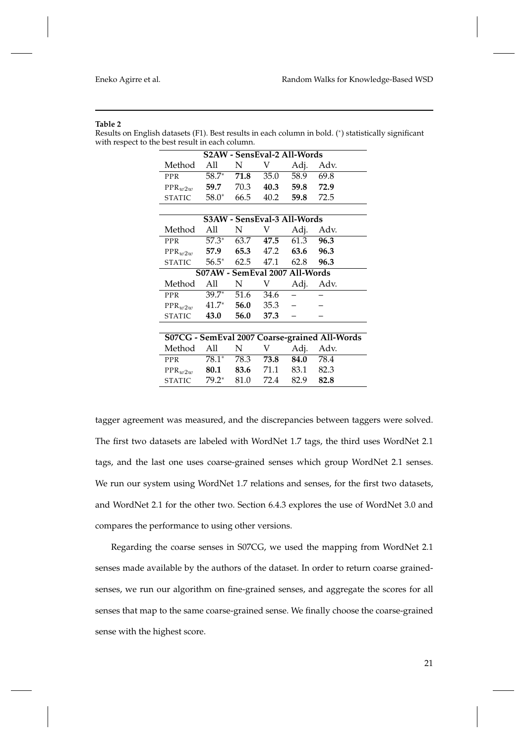**Table 2**

Results on English datasets (F1). Best results in each column in bold. (*) statistically significant with respect to the best result in each column.

| S2AW - SensEval-2 All-Words | | | | | |
|---|---|---|---|---|---|
| Method | All | N | V | Adj. | Adv. |
| PPR | 58.7* | **71.8** | 35.0 | 58.9 | 69.8 |
| $\text{PPR}_{w2w}$ | **59.7** | 70.3 | **40.3** | **59.8** | **72.9** |
| STATIC | 58.0* | 66.5 | 40.2 | **59.8** | 72.5 |

| S3AW - SensEval-3 All-Words | | | | | |
|---|---|---|---|---|---|
| Method | All | N | V | Adj. | Adv. |
| PPR | 57.3* | 63.7 | **47.5** | 61.3 | **96.3** |
| $\text{PPR}_{w2w}$ | **57.9** | **65.3** | 47.2 | **63.6** | **96.3** |
| STATIC | 56.5* | 62.5 | 47.1 | 62.8 | **96.3** |

| S07AW - SemEval 2007 All-Words | | | | | |
|---|---|---|---|---|---|
| Method | All | N | V | Adj. | Adv. |
| PPR | 39.7* | 51.6 | 34.6 | – | – |
| $\text{PPR}_{w2w}$ | 41.7* | **56.0** | 35.3 | – | – |
| STATIC | **43.0** | **56.0** | **37.3** | – | – |

| S07CG - SemEval 2007 Coarse-grained All-Words | | | | | |
|---|---|---|---|---|---|
| Method | All | N | V | Adj. | Adv. |
| PPR | 78.1* | 78.3 | **73.8** | **84.0** | 78.4 |
| $\text{PPR}_{w2w}$ | **80.1** | **83.6** | 71.1 | 83.1 | 82.3 |
| STATIC | 79.2* | 81.0 | 72.4 | 82.9 | **82.8** |

tagger agreement was measured, and the discrepancies between taggers were solved. The first two datasets are labeled with WordNet 1.7 tags, the third uses WordNet 2.1 tags, and the last one uses coarse-grained senses which group WordNet 2.1 senses. We run our system using WordNet 1.7 relations and senses, for the first two datasets, and WordNet 2.1 for the other two. Section 6.4.3 explores the use of WordNet 3.0 and compares the performance to using other versions.

Regarding the coarse senses in S07CG, we used the mapping from WordNet 2.1 senses made available by the authors of the dataset. In order to return coarse grained-senses, we run our algorithm on fine-grained senses, and aggregate the scores for all senses that map to the same coarse-grained sense. We finally choose the coarse-grained sense with the highest score.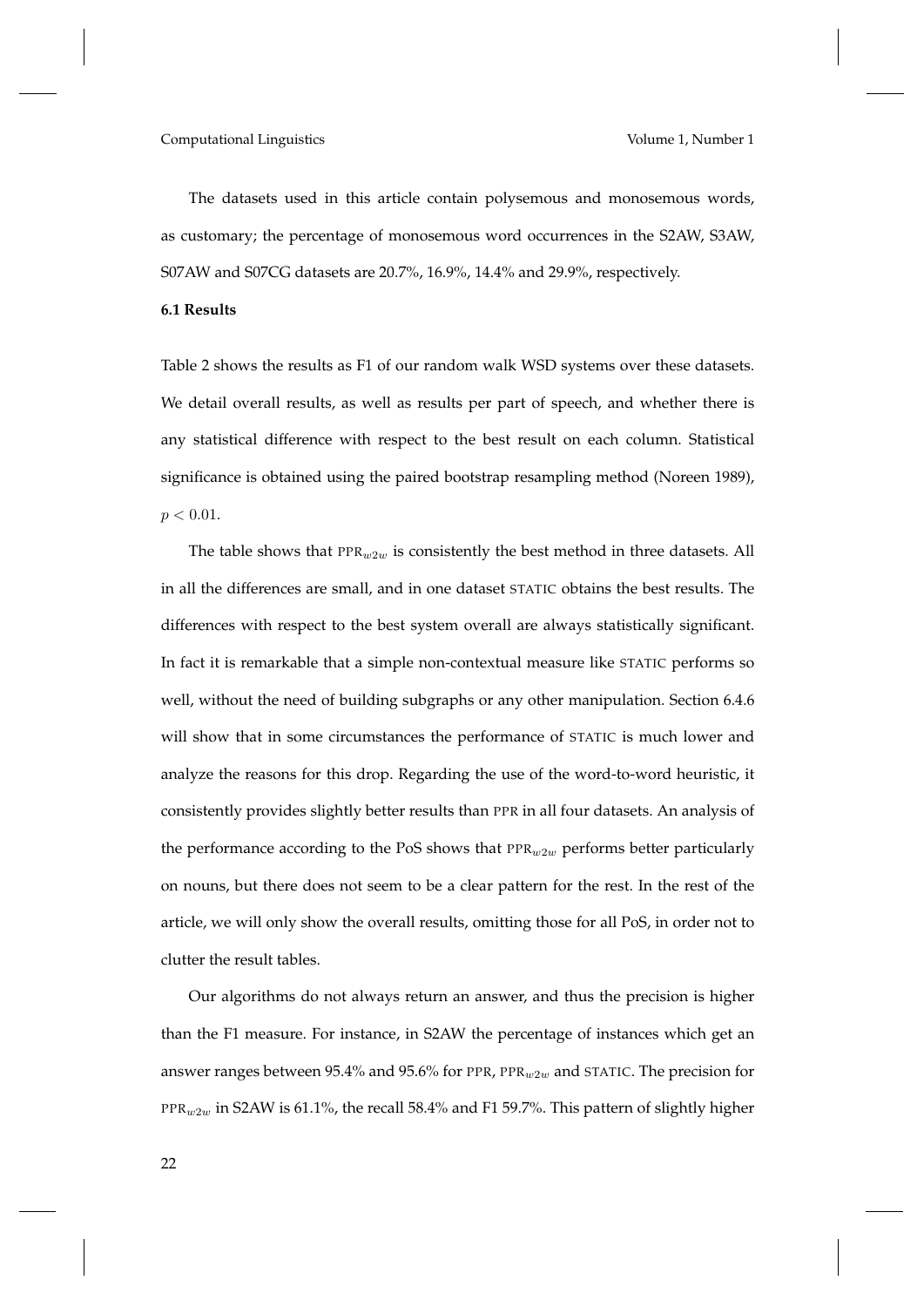The datasets used in this article contain polysemous and monosemous words, as customary; the percentage of monosemous word occurrences in the S2AW, S3AW, S07AW and S07CG datasets are 20.7%, 16.9%, 14.4% and 29.9%, respectively.

### 6.1 Results

Table 2 shows the results as F1 of our random walk WSD systems over these datasets. We detail overall results, as well as results per part of speech, and whether there is any statistical difference with respect to the best result on each column. Statistical significance is obtained using the paired bootstrap resampling method (Noreen 1989), $p < 0.01$.

The table shows that PPR$_{w2w}$ is consistently the best method in three datasets. All in all the differences are small, and in one dataset STATIC obtains the best results. The differences with respect to the best system overall are always statistically significant. In fact it is remarkable that a simple non-contextual measure like STATIC performs so well, without the need of building subgraphs or any other manipulation. Section 6.4.6 will show that in some circumstances the performance of STATIC is much lower and analyze the reasons for this drop. Regarding the use of the word-to-word heuristic, it consistently provides slightly better results than PPR in all four datasets. An analysis of the performance according to the PoS shows that PPR$_{w2w}$ performs better particularly on nouns, but there does not seem to be a clear pattern for the rest. In the rest of the article, we will only show the overall results, omitting those for all PoS, in order not to clutter the result tables.

Our algorithms do not always return an answer, and thus the precision is higher than the F1 measure. For instance, in S2AW the percentage of instances which get an answer ranges between 95.4% and 95.6% for PPR, PPR$_{w2w}$ and STATIC. The precision for PPR$_{w2w}$ in S2AW is 61.1%, the recall 58.4% and F1 59.7%. This pattern of slightly higher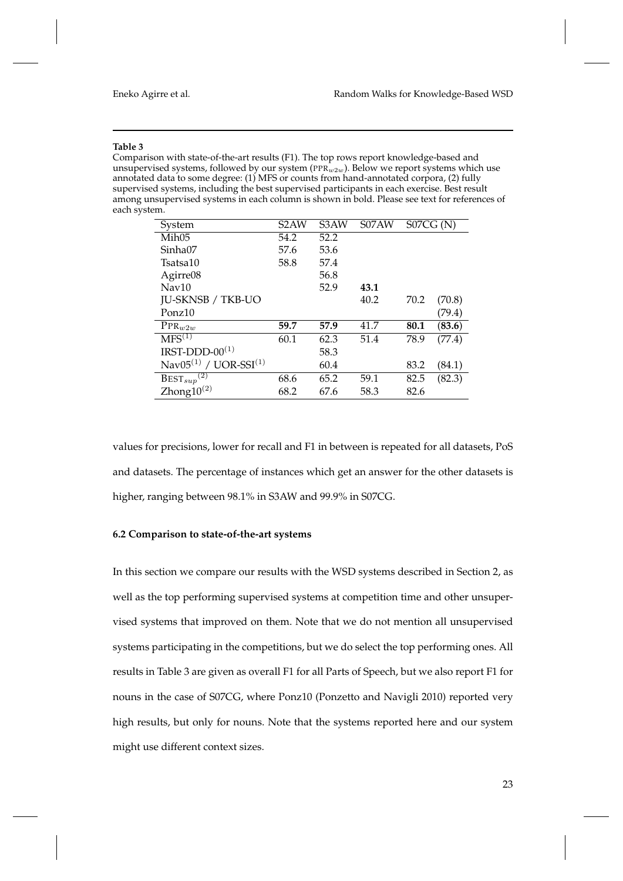**Table 3**

Comparison with state-of-the-art results (F1). The top rows report knowledge-based and unsupervised systems, followed by our system ($\text{PPR}_{w2w}$). Below we report systems which use annotated data to some degree: (1) MFS or counts from hand-annotated corpora, (2) fully supervised systems, including the best supervised participants in each exercise. Best result among unsupervised systems in each column is shown in bold. Please see text for references of each system.

| System | S2AW | S3AW | S07AW | S07CG | (N) |
|---|---|---|---|---|---|
| Mih05 | 54.2 | 52.2 | | | |
| Sinha07 | 57.6 | 53.6 | | | |
| Tsatsa10 | 58.8 | 57.4 | | | |
| Agirre08 | | 56.8 | | | |
| Nav10 | | 52.9 | **43.1** | | |
| JU-SKNSB / TKB-UO | | | 40.2 | 70.2 | (70.8) |
| Ponz10 | | | | | (79.4) |
| $\text{PPR}_{w2w}$ | **59.7** | **57.9** | 41.7 | **80.1** | (**83.6**) |
| $\text{MFS}^{(1)}$ | 60.1 | 62.3 | 51.4 | 78.9 | (77.4) |
| $\text{IRST-DDD-00}^{(1)}$ | | 58.3 | | | |
| $\text{Nav05}^{(1)}$ / $\text{UOR-SSI}^{(1)}$ | | 60.4 | | 83.2 | (84.1) |
| $\text{BEST}_{sup}{}^{(2)}$ | 68.6 | 65.2 | 59.1 | 82.5 | (82.3) |
| $\text{Zhong10}^{(2)}$ | 68.2 | 67.6 | 58.3 | 82.6 | |

values for precisions, lower for recall and F1 in between is repeated for all datasets, PoS and datasets. The percentage of instances which get an answer for the other datasets is higher, ranging between 98.1% in S3AW and 99.9% in S07CG.

### 6.2 Comparison to state-of-the-art systems

In this section we compare our results with the WSD systems described in Section 2, as well as the top performing supervised systems at competition time and other unsupervised systems that improved on them. Note that we do not mention all unsupervised systems participating in the competitions, but we do select the top performing ones. All results in Table 3 are given as overall F1 for all Parts of Speech, but we also report F1 for nouns in the case of S07CG, where Ponz10 (Ponzetto and Navigli 2010) reported very high results, but only for nouns. Note that the systems reported here and our system might use different context sizes.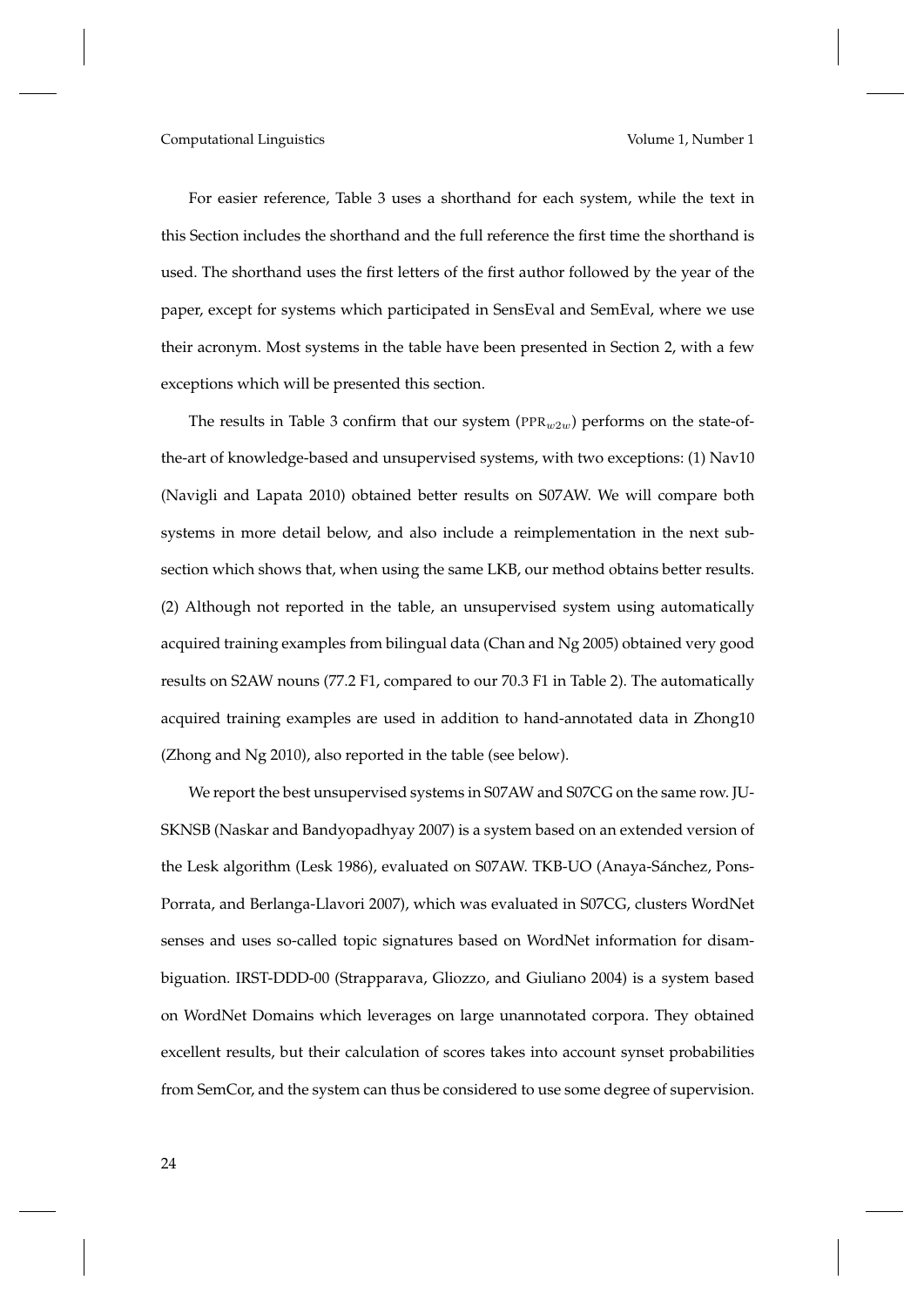For easier reference, Table 3 uses a shorthand for each system, while the text in this Section includes the shorthand and the full reference the first time the shorthand is used. The shorthand uses the first letters of the first author followed by the year of the paper, except for systems which participated in SensEval and SemEval, where we use their acronym. Most systems in the table have been presented in Section 2, with a few exceptions which will be presented this section.

The results in Table 3 confirm that our system ($\text{PPR}_{w2w}$) performs on the state-of-the-art of knowledge-based and unsupervised systems, with two exceptions: (1) Nav10 (Navigli and Lapata 2010) obtained better results on S07AW. We will compare both systems in more detail below, and also include a reimplementation in the next subsection which shows that, when using the same LKB, our method obtains better results. (2) Although not reported in the table, an unsupervised system using automatically acquired training examples from bilingual data (Chan and Ng 2005) obtained very good results on S2AW nouns (77.2 F1, compared to our 70.3 F1 in Table 2). The automatically acquired training examples are used in addition to hand-annotated data in Zhong10 (Zhong and Ng 2010), also reported in the table (see below).

We report the best unsupervised systems in S07AW and S07CG on the same row. JU-SKNSB (Naskar and Bandyopadhyay 2007) is a system based on an extended version of the Lesk algorithm (Lesk 1986), evaluated on S07AW. TKB-UO (Anaya-Sánchez, Pons-Porrata, and Berlanga-Llavori 2007), which was evaluated in S07CG, clusters WordNet senses and uses so-called topic signatures based on WordNet information for disambiguation. IRST-DDD-00 (Strapparava, Gliozzo, and Giuliano 2004) is a system based on WordNet Domains which leverages on large unannotated corpora. They obtained excellent results, but their calculation of scores takes into account synset probabilities from SemCor, and the system can thus be considered to use some degree of supervision.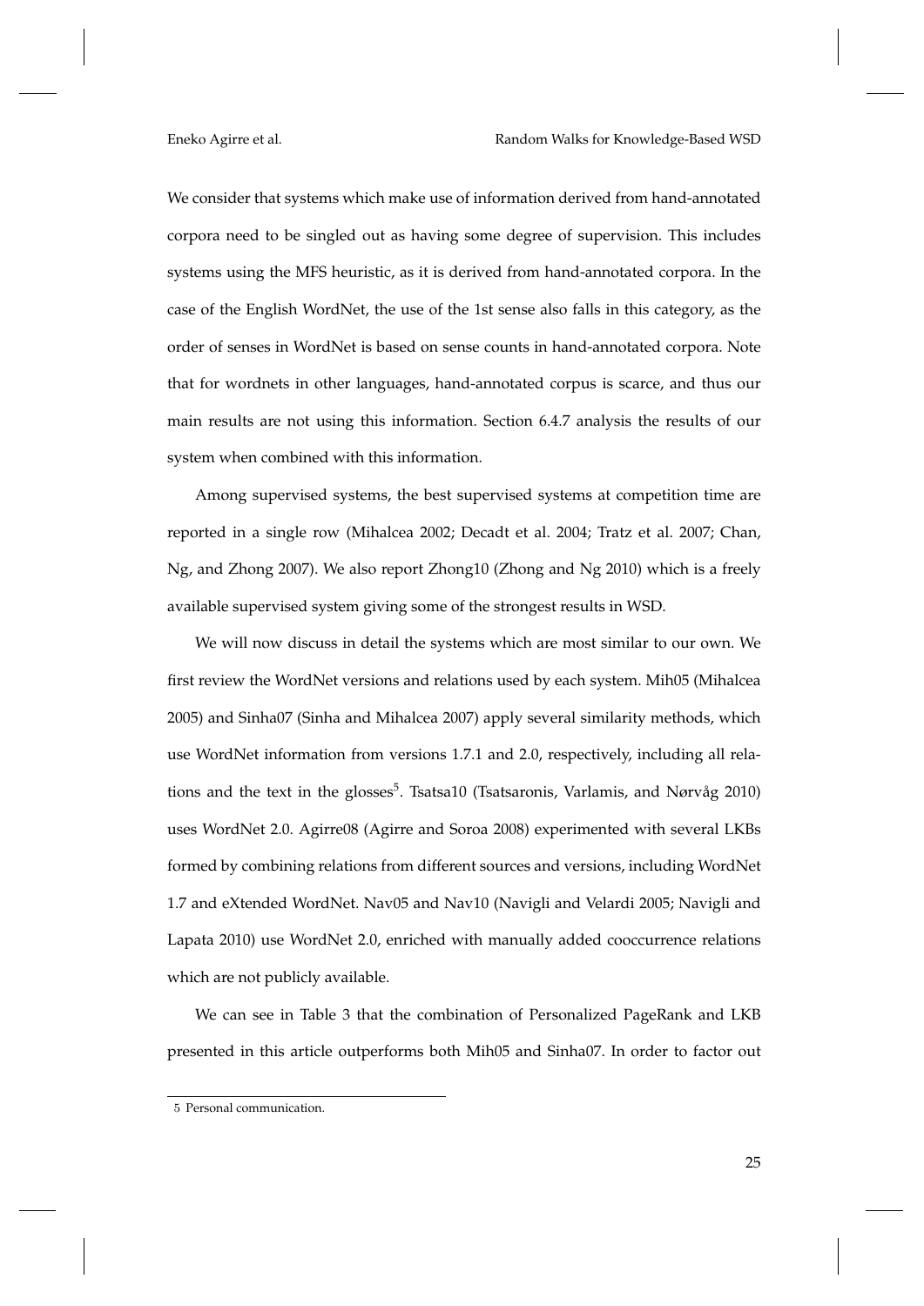We consider that systems which make use of information derived from hand-annotated corpora need to be singled out as having some degree of supervision. This includes systems using the MFS heuristic, as it is derived from hand-annotated corpora. In the case of the English WordNet, the use of the 1st sense also falls in this category, as the order of senses in WordNet is based on sense counts in hand-annotated corpora. Note that for wordnets in other languages, hand-annotated corpus is scarce, and thus our main results are not using this information. Section 6.4.7 analysis the results of our system when combined with this information.

Among supervised systems, the best supervised systems at competition time are reported in a single row (Mihalcea 2002; Decadt et al. 2004; Tratz et al. 2007; Chan, Ng, and Zhong 2007). We also report Zhong10 (Zhong and Ng 2010) which is a freely available supervised system giving some of the strongest results in WSD.

We will now discuss in detail the systems which are most similar to our own. We first review the WordNet versions and relations used by each system. Mih05 (Mihalcea 2005) and Sinha07 (Sinha and Mihalcea 2007) apply several similarity methods, which use WordNet information from versions 1.7.1 and 2.0, respectively, including all relations and the text in the glosses[5]. Tsatsa10 (Tsatsaronis, Varlamis, and Nørvåg 2010) uses WordNet 2.0. Agirre08 (Agirre and Soroa 2008) experimented with several LKBs formed by combining relations from different sources and versions, including WordNet 1.7 and eXtended WordNet. Nav05 and Nav10 (Navigli and Velardi 2005; Navigli and Lapata 2010) use WordNet 2.0, enriched with manually added cooccurrence relations which are not publicly available.

We can see in Table 3 that the combination of Personalized PageRank and LKB presented in this article outperforms both Mih05 and Sinha07. In order to factor out

5 Personal communication.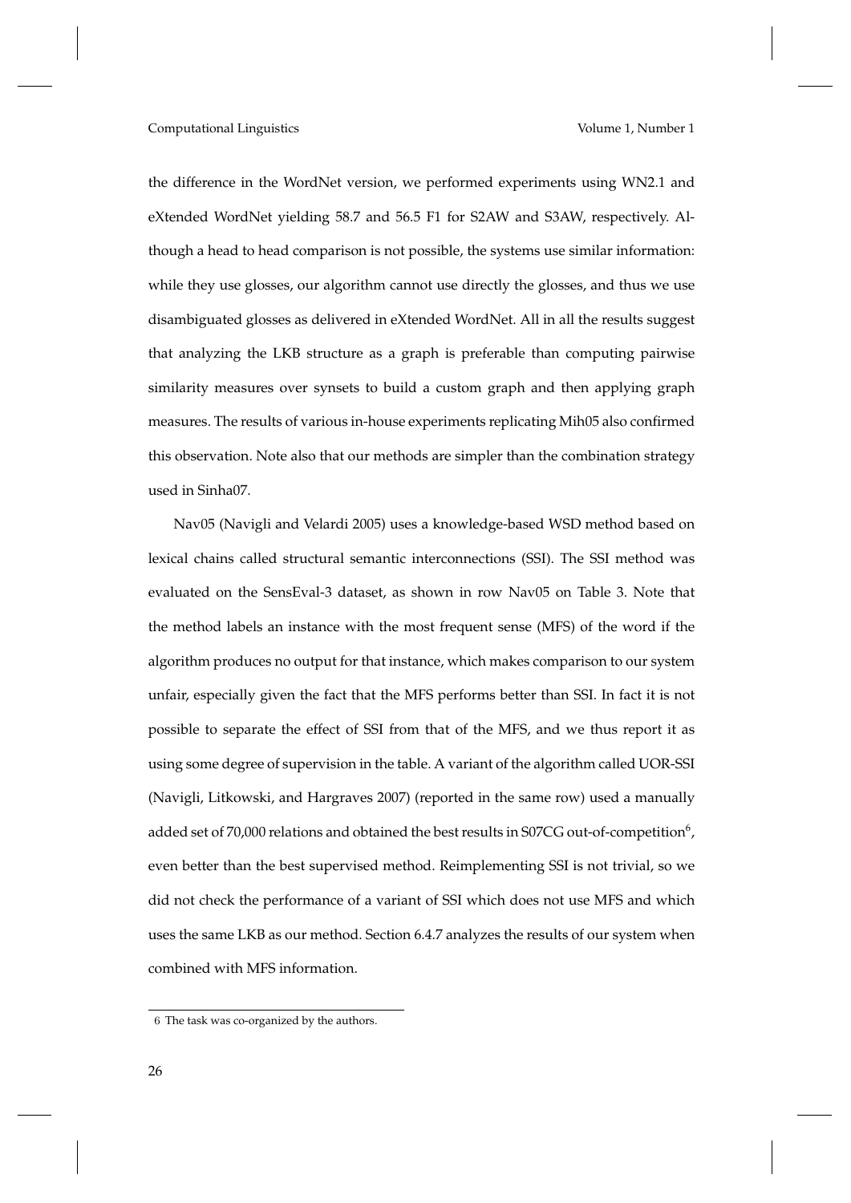the difference in the WordNet version, we performed experiments using WN2.1 and eXtended WordNet yielding 58.7 and 56.5 F1 for S2AW and S3AW, respectively. Although a head to head comparison is not possible, the systems use similar information: while they use glosses, our algorithm cannot use directly the glosses, and thus we use disambiguated glosses as delivered in eXtended WordNet. All in all the results suggest that analyzing the LKB structure as a graph is preferable than computing pairwise similarity measures over synsets to build a custom graph and then applying graph measures. The results of various in-house experiments replicating Mih05 also confirmed this observation. Note also that our methods are simpler than the combination strategy used in Sinha07.

Nav05 (Navigli and Velardi 2005) uses a knowledge-based WSD method based on lexical chains called structural semantic interconnections (SSI). The SSI method was evaluated on the SensEval-3 dataset, as shown in row Nav05 on Table 3. Note that the method labels an instance with the most frequent sense (MFS) of the word if the algorithm produces no output for that instance, which makes comparison to our system unfair, especially given the fact that the MFS performs better than SSI. In fact it is not possible to separate the effect of SSI from that of the MFS, and we thus report it as using some degree of supervision in the table. A variant of the algorithm called UOR-SSI (Navigli, Litkowski, and Hargraves 2007) (reported in the same row) used a manually added set of 70,000 relations and obtained the best results in S07CG out-of-competition[6], even better than the best supervised method. Reimplementing SSI is not trivial, so we did not check the performance of a variant of SSI which does not use MFS and which uses the same LKB as our method. Section 6.4.7 analyzes the results of our system when combined with MFS information.

[6] The task was co-organized by the authors.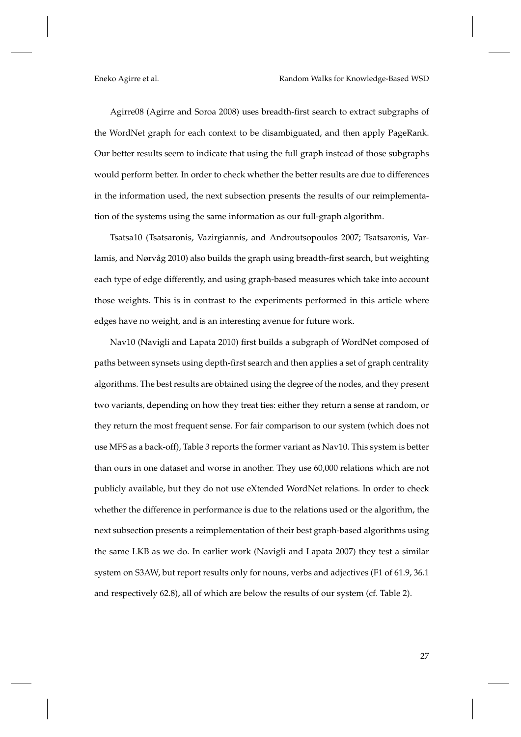Agirre08 (Agirre and Soroa 2008) uses breadth-first search to extract subgraphs of the WordNet graph for each context to be disambiguated, and then apply PageRank. Our better results seem to indicate that using the full graph instead of those subgraphs would perform better. In order to check whether the better results are due to differences in the information used, the next subsection presents the results of our reimplementation of the systems using the same information as our full-graph algorithm.

Tsatsa10 (Tsatsaronis, Vazirgiannis, and Androutsopoulos 2007; Tsatsaronis, Varlamis, and Nørvåg 2010) also builds the graph using breadth-first search, but weighting each type of edge differently, and using graph-based measures which take into account those weights. This is in contrast to the experiments performed in this article where edges have no weight, and is an interesting avenue for future work.

Nav10 (Navigli and Lapata 2010) first builds a subgraph of WordNet composed of paths between synsets using depth-first search and then applies a set of graph centrality algorithms. The best results are obtained using the degree of the nodes, and they present two variants, depending on how they treat ties: either they return a sense at random, or they return the most frequent sense. For fair comparison to our system (which does not use MFS as a back-off), Table 3 reports the former variant as Nav10. This system is better than ours in one dataset and worse in another. They use 60,000 relations which are not publicly available, but they do not use eXtended WordNet relations. In order to check whether the difference in performance is due to the relations used or the algorithm, the next subsection presents a reimplementation of their best graph-based algorithms using the same LKB as we do. In earlier work (Navigli and Lapata 2007) they test a similar system on S3AW, but report results only for nouns, verbs and adjectives (F1 of 61.9, 36.1 and respectively 62.8), all of which are below the results of our system (cf. Table 2).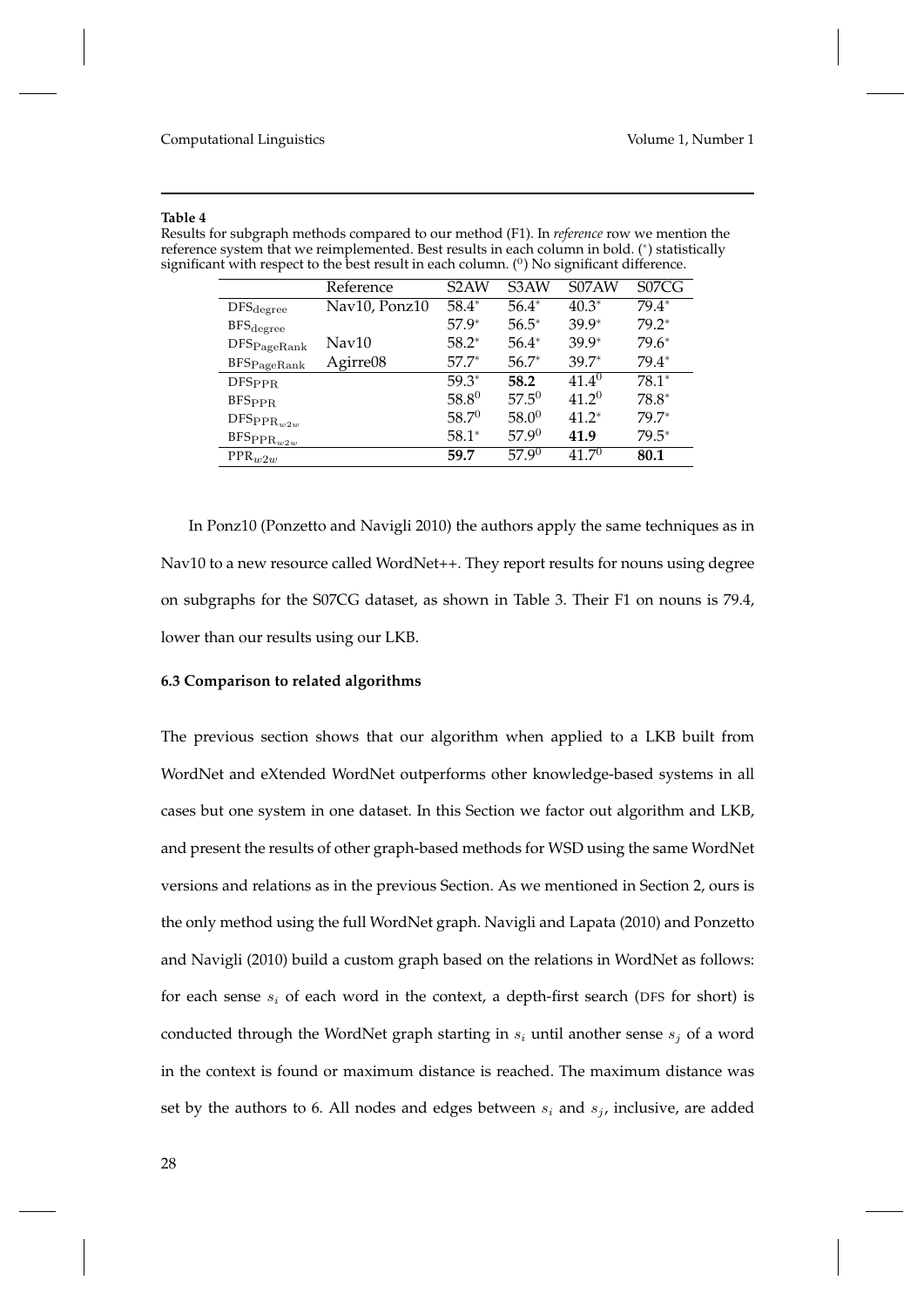**Table 4**
Results for subgraph methods compared to our method (F1). In *reference* row we mention the reference system that we reimplemented. Best results in each column in bold. (*) statistically significant with respect to the best result in each column. ($^0$) No significant difference.

| | Reference | S2AW | S3AW | S07AW | S07CG |
|---|---|---|---|---|---|
| $\text{DFS}_{\text{degree}}$ | Nav10, Ponz10 | 58.4* | 56.4* | 40.3* | 79.4* |
| $\text{BFS}_{\text{degree}}$ | | 57.9* | 56.5* | 39.9* | 79.2* |
| $\text{DFS}_{\text{PageRank}}$ | Nav10 | 58.2* | 56.4* | 39.9* | 79.6* |
| $\text{BFS}_{\text{PageRank}}$ | Agirre08 | 57.7* | 56.7* | 39.7* | 79.4* |
| $\text{DFS}_{\text{PPR}}$ | | 59.3* | **58.2** | $41.4^0$ | 78.1* |
| $\text{BFS}_{\text{PPR}}$ | | $58.8^0$ | $57.5^0$ | $41.2^0$ | 78.8* |
| $\text{DFS}_{\text{PPR}_{w2w}}$ | | $58.7^0$ | $58.0^0$ | 41.2* | 79.7* |
| $\text{BFS}_{\text{PPR}_{w2w}}$ | | 58.1* | $57.9^0$ | **41.9** | 79.5* |
| $\text{PPR}_{w2w}$ | | **59.7** | $57.9^0$ | $41.7^0$ | **80.1** |

In Ponz10 (Ponzetto and Navigli 2010) the authors apply the same techniques as in Nav10 to a new resource called WordNet++. They report results for nouns using degree on subgraphs for the S07CG dataset, as shown in Table 3. Their F1 on nouns is 79.4, lower than our results using our LKB.

### 6.3 Comparison to related algorithms

The previous section shows that our algorithm when applied to a LKB built from WordNet and eXtended WordNet outperforms other knowledge-based systems in all cases but one system in one dataset. In this Section we factor out algorithm and LKB, and present the results of other graph-based methods for WSD using the same WordNet versions and relations as in the previous Section. As we mentioned in Section 2, ours is the only method using the full WordNet graph. Navigli and Lapata (2010) and Ponzetto and Navigli (2010) build a custom graph based on the relations in WordNet as follows: for each sense $s_i$ of each word in the context, a depth-first search (DFS for short) is conducted through the WordNet graph starting in $s_i$ until another sense $s_j$ of a word in the context is found or maximum distance is reached. The maximum distance was set by the authors to 6. All nodes and edges between $s_i$ and $s_j$, inclusive, are added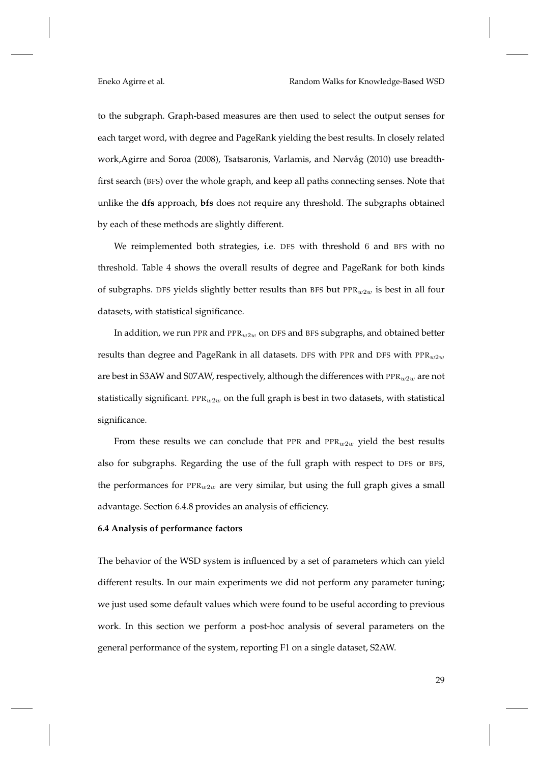to the subgraph. Graph-based measures are then used to select the output senses for each target word, with degree and PageRank yielding the best results. In closely related work,Agirre and Soroa (2008), Tsatsaronis, Varlamis, and Nørvåg (2010) use breadth-first search (BFS) over the whole graph, and keep all paths connecting senses. Note that unlike the **dfs** approach, **bfs** does not require any threshold. The subgraphs obtained by each of these methods are slightly different.

We reimplemented both strategies, i.e. DFS with threshold 6 and BFS with no threshold. Table 4 shows the overall results of degree and PageRank for both kinds of subgraphs. DFS yields slightly better results than BFS but $\text{PPR}_{w2w}$ is best in all four datasets, with statistical significance.

In addition, we run PPR and $\text{PPR}_{w2w}$ on DFS and BFS subgraphs, and obtained better results than degree and PageRank in all datasets. DFS with PPR and DFS with $\text{PPR}_{w2w}$ are best in S3AW and S07AW, respectively, although the differences with $\text{PPR}_{w2w}$ are not statistically significant. $\text{PPR}_{w2w}$ on the full graph is best in two datasets, with statistical significance.

From these results we can conclude that PPR and $\text{PPR}_{w2w}$ yield the best results also for subgraphs. Regarding the use of the full graph with respect to DFS or BFS, the performances for $\text{PPR}_{w2w}$ are very similar, but using the full graph gives a small advantage. Section 6.4.8 provides an analysis of efficiency.

### 6.4 Analysis of performance factors

The behavior of the WSD system is influenced by a set of parameters which can yield different results. In our main experiments we did not perform any parameter tuning; we just used some default values which were found to be useful according to previous work. In this section we perform a post-hoc analysis of several parameters on the general performance of the system, reporting F1 on a single dataset, S2AW.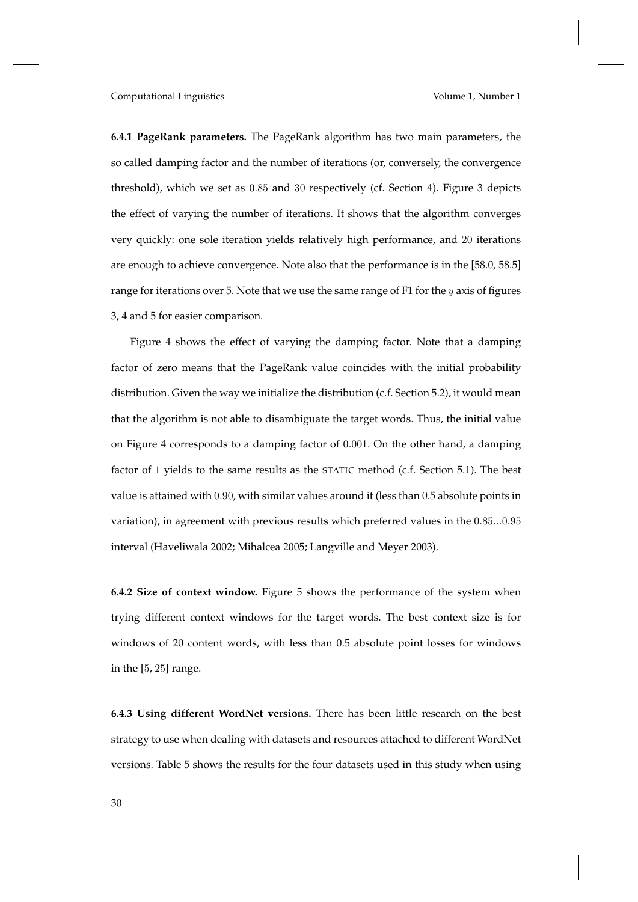**6.4.1 PageRank parameters.** The PageRank algorithm has two main parameters, the so called damping factor and the number of iterations (or, conversely, the convergence threshold), which we set as $0.85$ and $30$ respectively (cf. Section 4). Figure 3 depicts the effect of varying the number of iterations. It shows that the algorithm converges very quickly: one sole iteration yields relatively high performance, and $20$ iterations are enough to achieve convergence. Note also that the performance is in the [58.0, 58.5] range for iterations over 5. Note that we use the same range of F1 for the $y$ axis of figures 3, 4 and 5 for easier comparison.

Figure 4 shows the effect of varying the damping factor. Note that a damping factor of zero means that the PageRank value coincides with the initial probability distribution. Given the way we initialize the distribution (c.f. Section 5.2), it would mean that the algorithm is not able to disambiguate the target words. Thus, the initial value on Figure 4 corresponds to a damping factor of $0.001$. On the other hand, a damping factor of $1$ yields to the same results as the STATIC method (c.f. Section 5.1). The best value is attained with $0.90$, with similar values around it (less than 0.5 absolute points in variation), in agreement with previous results which preferred values in the $0.85...0.95$ interval (Haveliwala 2002; Mihalcea 2005; Langville and Meyer 2003).

**6.4.2 Size of context window.** Figure 5 shows the performance of the system when trying different context windows for the target words. The best context size is for windows of 20 content words, with less than 0.5 absolute point losses for windows in the [$5$, $25$] range.

**6.4.3 Using different WordNet versions.** There has been little research on the best strategy to use when dealing with datasets and resources attached to different WordNet versions. Table 5 shows the results for the four datasets used in this study when using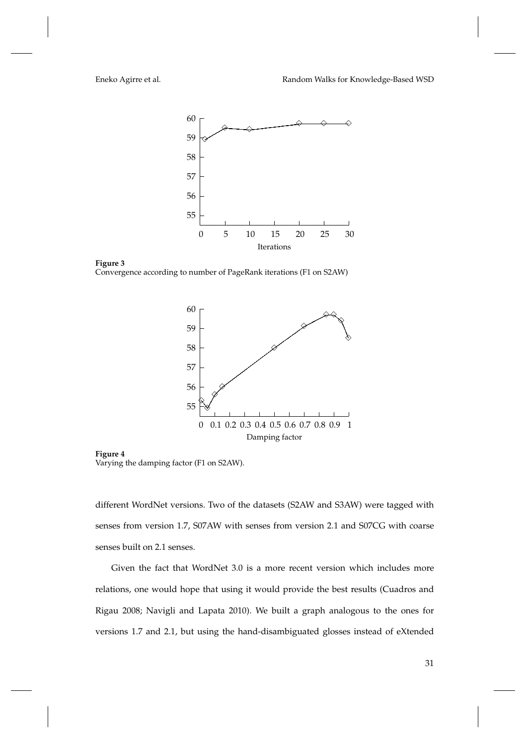**Figure 3**
Convergence according to number of PageRank iterations (F1 on S2AW)

**Figure 4**
Varying the damping factor (F1 on S2AW).

different WordNet versions. Two of the datasets (S2AW and S3AW) were tagged with senses from version 1.7, S07AW with senses from version 2.1 and S07CG with coarse senses built on 2.1 senses.

Given the fact that WordNet 3.0 is a more recent version which includes more relations, one would hope that using it would provide the best results (Cuadros and Rigau 2008; Navigli and Lapata 2010). We built a graph analogous to the ones for versions 1.7 and 2.1, but using the hand-disambiguated glosses instead of eXtended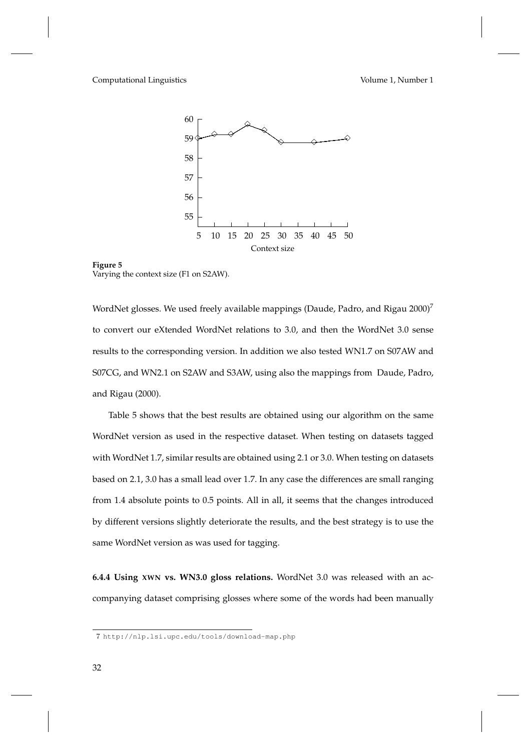**Figure 5**
Varying the context size (F1 on S2AW).

WordNet glosses. We used freely available mappings (Daude, Padro, and Rigau 2000)[7] to convert our eXtended WordNet relations to 3.0, and then the WordNet 3.0 sense results to the corresponding version. In addition we also tested WN1.7 on S07AW and S07CG, and WN2.1 on S2AW and S3AW, using also the mappings from Daude, Padro, and Rigau (2000).

Table 5 shows that the best results are obtained using our algorithm on the same WordNet version as used in the respective dataset. When testing on datasets tagged with WordNet 1.7, similar results are obtained using 2.1 or 3.0. When testing on datasets based on 2.1, 3.0 has a small lead over 1.7. In any case the differences are small ranging from 1.4 absolute points to 0.5 points. All in all, it seems that the changes introduced by different versions slightly deteriorate the results, and the best strategy is to use the same WordNet version as was used for tagging.

**6.4.4 Using XWN vs. WN3.0 gloss relations.** WordNet 3.0 was released with an accompanying dataset comprising glosses where some of the words had been manually

7 http://nlp.lsi.upc.edu/tools/download-map.php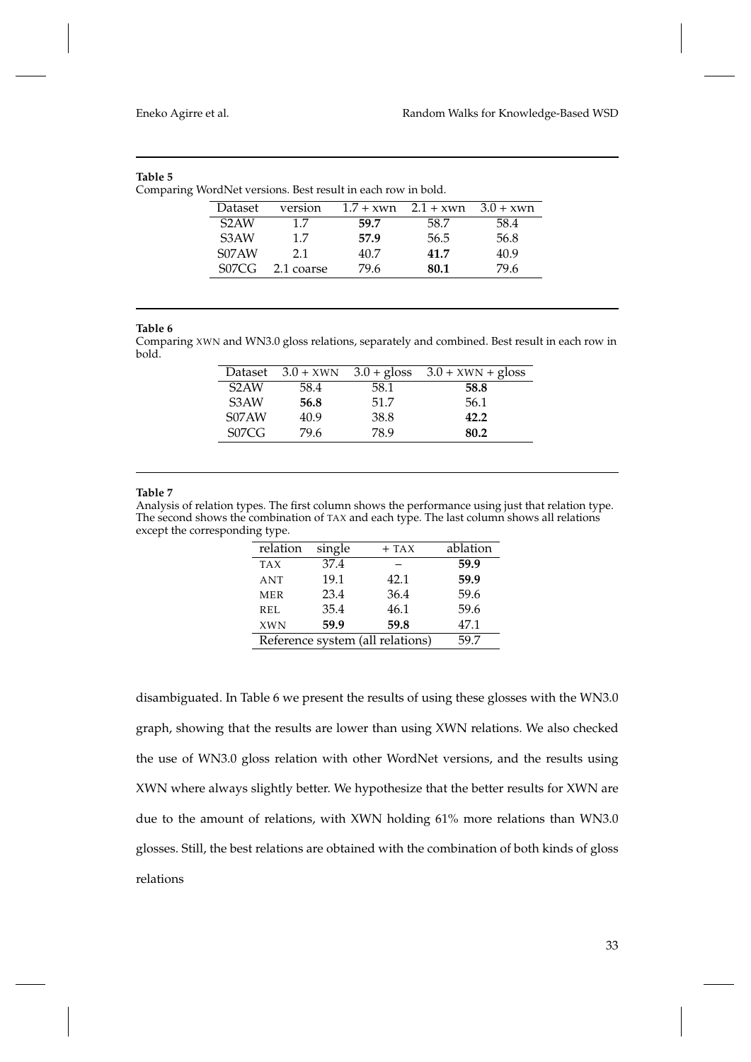**Table 5**
Comparing WordNet versions. Best result in each row in bold.

| Dataset | version | 1.7 + xwn | 2.1 + xwn | 3.0 + xwn |
|---|---|---|---|---|
| S2AW | 1.7 | **59.7** | 58.7 | 58.4 |
| S3AW | 1.7 | **57.9** | 56.5 | 56.8 |
| S07AW | 2.1 | 40.7 | **41.7** | 40.9 |
| S07CG | 2.1 coarse | 79.6 | **80.1** | 79.6 |

**Table 6**
Comparing XWN and WN3.0 gloss relations, separately and combined. Best result in each row in bold.

| Dataset | 3.0 + XWN | 3.0 + gloss | 3.0 + XWN + gloss |
|---|---|---|---|
| S2AW | 58.4 | 58.1 | **58.8** |
| S3AW | **56.8** | 51.7 | 56.1 |
| S07AW | 40.9 | 38.8 | **42.2** |
| S07CG | 79.6 | 78.9 | **80.2** |

**Table 7**
Analysis of relation types. The first column shows the performance using just that relation type. The second shows the combination of TAX and each type. The last column shows all relations except the corresponding type.

| relation | single | + TAX | ablation |
|---|---|---|---|
| TAX | 37.4 | – | **59.9** |
| ANT | 19.1 | 42.1 | **59.9** |
| MER | 23.4 | 36.4 | 59.6 |
| REL | 35.4 | 46.1 | 59.6 |
| XWN | **59.9** | **59.8** | 47.1 |
| Reference system (all relations) | | | 59.7 |

disambiguated. In Table 6 we present the results of using these glosses with the WN3.0 graph, showing that the results are lower than using XWN relations. We also checked the use of WN3.0 gloss relation with other WordNet versions, and the results using XWN where always slightly better. We hypothesize that the better results for XWN are due to the amount of relations, with XWN holding 61% more relations than WN3.0 glosses. Still, the best relations are obtained with the combination of both kinds of gloss relations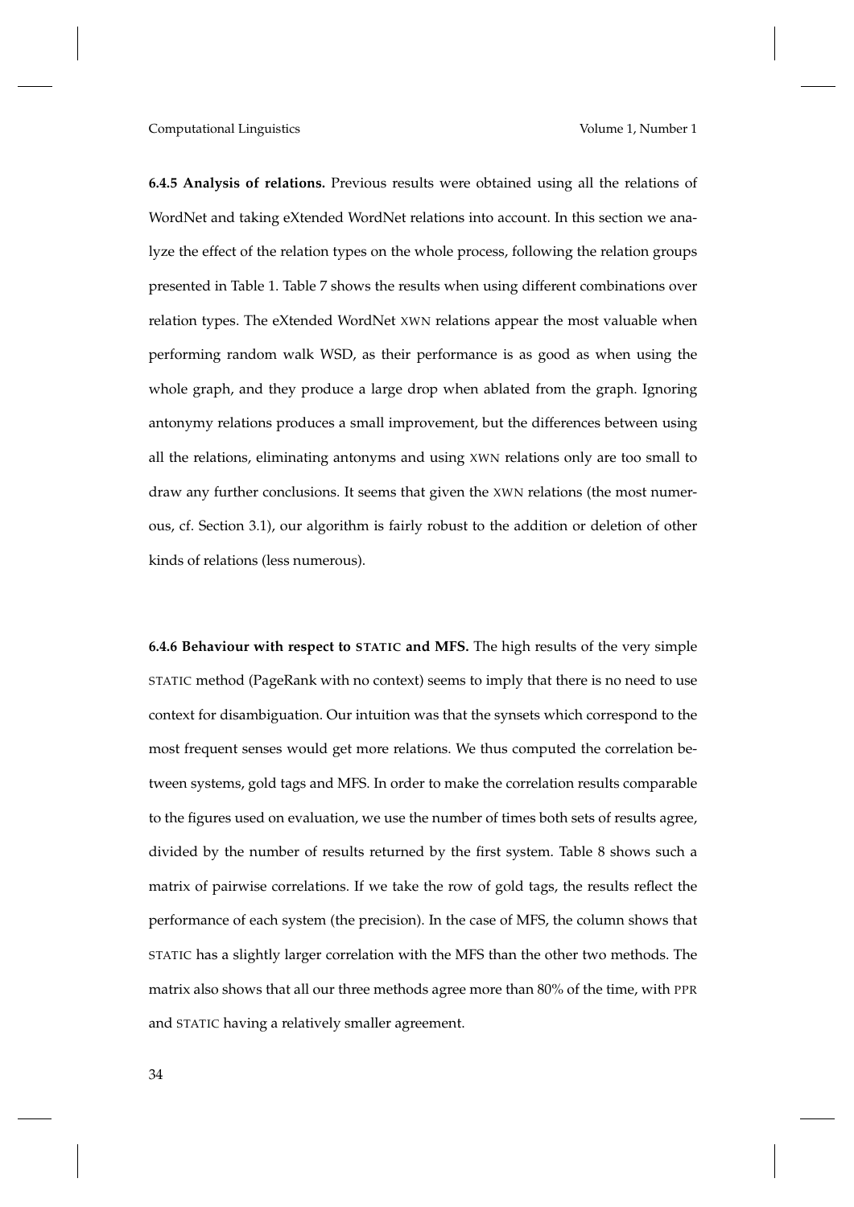**6.4.5 Analysis of relations.** Previous results were obtained using all the relations of WordNet and taking eXtended WordNet relations into account. In this section we analyze the effect of the relation types on the whole process, following the relation groups presented in Table 1. Table 7 shows the results when using different combinations over relation types. The eXtended WordNet XWN relations appear the most valuable when performing random walk WSD, as their performance is as good as when using the whole graph, and they produce a large drop when ablated from the graph. Ignoring antonymy relations produces a small improvement, but the differences between using all the relations, eliminating antonyms and using XWN relations only are too small to draw any further conclusions. It seems that given the XWN relations (the most numerous, cf. Section 3.1), our algorithm is fairly robust to the addition or deletion of other kinds of relations (less numerous).

**6.4.6 Behaviour with respect to STATIC and MFS.** The high results of the very simple STATIC method (PageRank with no context) seems to imply that there is no need to use context for disambiguation. Our intuition was that the synsets which correspond to the most frequent senses would get more relations. We thus computed the correlation between systems, gold tags and MFS. In order to make the correlation results comparable to the figures used on evaluation, we use the number of times both sets of results agree, divided by the number of results returned by the first system. Table 8 shows such a matrix of pairwise correlations. If we take the row of gold tags, the results reflect the performance of each system (the precision). In the case of MFS, the column shows that STATIC has a slightly larger correlation with the MFS than the other two methods. The matrix also shows that all our three methods agree more than 80% of the time, with PPR and STATIC having a relatively smaller agreement.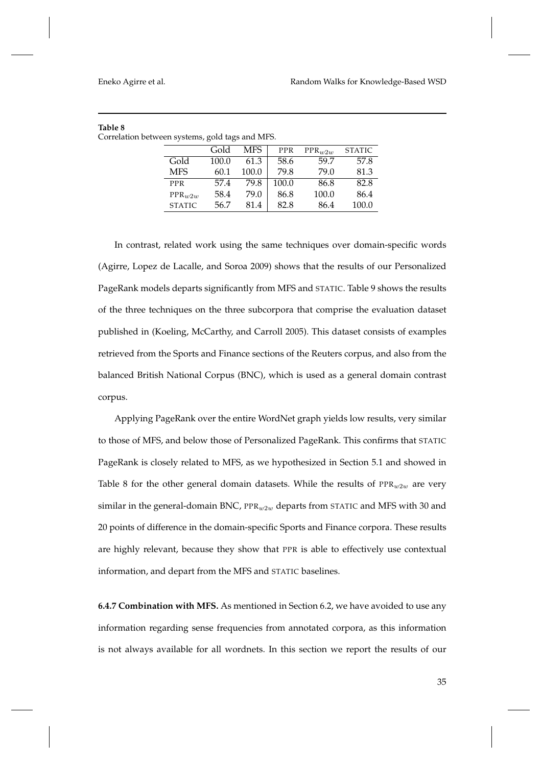**Table 8**
Correlation between systems, gold tags and MFS.

| | Gold | MFS | PPR | $\text{PPR}_{w2w}$ | STATIC |
|---|---|---|---|---|---|
| Gold | 100.0 | 61.3 | 58.6 | 59.7 | 57.8 |
| MFS | 60.1 | 100.0 | 79.8 | 79.0 | 81.3 |
| PPR | 57.4 | 79.8 | 100.0 | 86.8 | 82.8 |
| $\text{PPR}_{w2w}$ | 58.4 | 79.0 | 86.8 | 100.0 | 86.4 |
| STATIC | 56.7 | 81.4 | 82.8 | 86.4 | 100.0 |

In contrast, related work using the same techniques over domain-specific words (Agirre, Lopez de Lacalle, and Soroa 2009) shows that the results of our Personalized PageRank models departs significantly from MFS and STATIC. Table 9 shows the results of the three techniques on the three subcorpora that comprise the evaluation dataset published in (Koeling, McCarthy, and Carroll 2005). This dataset consists of examples retrieved from the Sports and Finance sections of the Reuters corpus, and also from the balanced British National Corpus (BNC), which is used as a general domain contrast corpus.

Applying PageRank over the entire WordNet graph yields low results, very similar to those of MFS, and below those of Personalized PageRank. This confirms that STATIC PageRank is closely related to MFS, as we hypothesized in Section 5.1 and showed in Table 8 for the other general domain datasets. While the results of $\text{PPR}_{w2w}$ are very similar in the general-domain BNC, $\text{PPR}_{w2w}$ departs from STATIC and MFS with 30 and 20 points of difference in the domain-specific Sports and Finance corpora. These results are highly relevant, because they show that PPR is able to effectively use contextual information, and depart from the MFS and STATIC baselines.

**6.4.7 Combination with MFS.** As mentioned in Section 6.2, we have avoided to use any information regarding sense frequencies from annotated corpora, as this information is not always available for all wordnets. In this section we report the results of our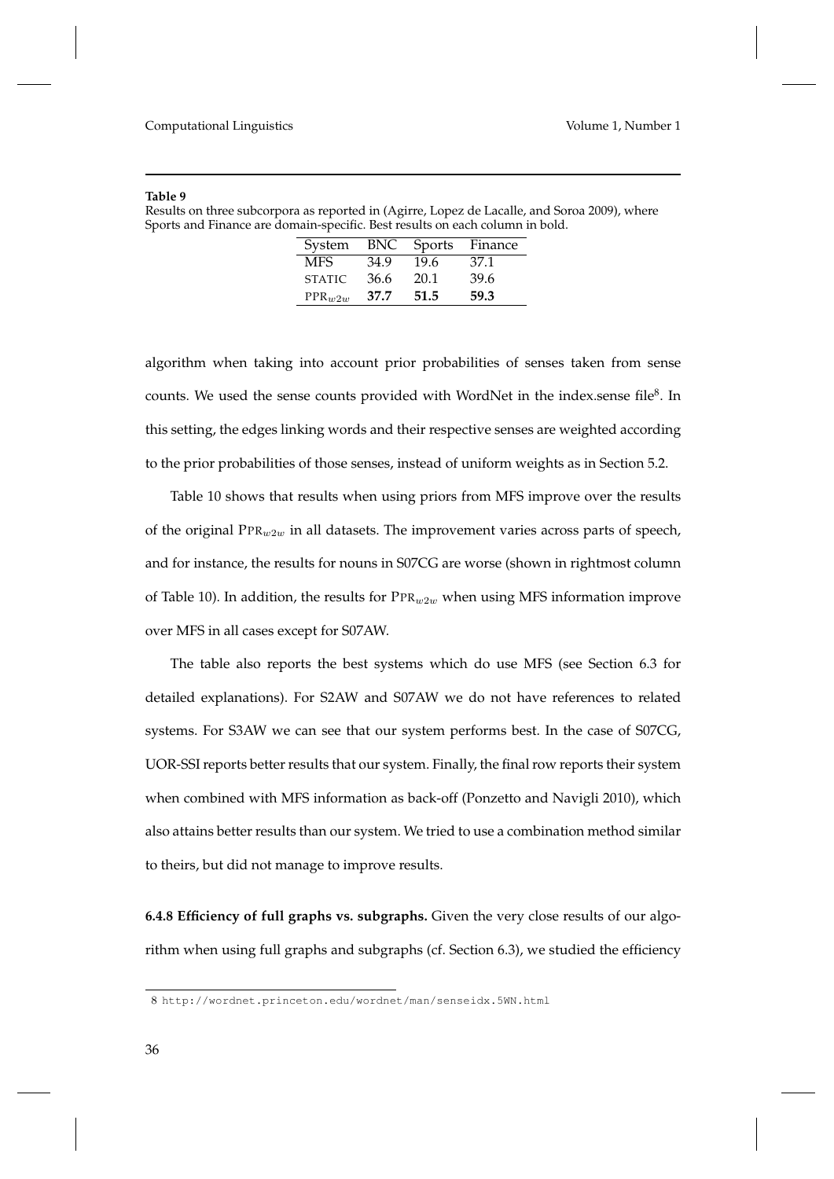**Table 9**
Results on three subcorpora as reported in (Agirre, Lopez de Lacalle, and Soroa 2009), where Sports and Finance are domain-specific. Best results on each column in bold.

| System | BNC | Sports | Finance |
|---|---|---|---|
| MFS | 34.9 | 19.6 | 37.1 |
| STATIC | 36.6 | 20.1 | 39.6 |
| $\text{PPR}_{w2w}$ | **37.7** | **51.5** | **59.3** |

algorithm when taking into account prior probabilities of senses taken from sense counts. We used the sense counts provided with WordNet in the index.sense file[8]. In this setting, the edges linking words and their respective senses are weighted according to the prior probabilities of those senses, instead of uniform weights as in Section 5.2.

Table 10 shows that results when using priors from MFS improve over the results of the original $\text{PPR}_{w2w}$ in all datasets. The improvement varies across parts of speech, and for instance, the results for nouns in S07CG are worse (shown in rightmost column of Table 10). In addition, the results for $\text{PPR}_{w2w}$ when using MFS information improve over MFS in all cases except for S07AW.

The table also reports the best systems which do use MFS (see Section 6.3 for detailed explanations). For S2AW and S07AW we do not have references to related systems. For S3AW we can see that our system performs best. In the case of S07CG, UOR-SSI reports better results that our system. Finally, the final row reports their system when combined with MFS information as back-off (Ponzetto and Navigli 2010), which also attains better results than our system. We tried to use a combination method similar to theirs, but did not manage to improve results.

**6.4.8 Efficiency of full graphs vs. subgraphs.** Given the very close results of our algorithm when using full graphs and subgraphs (cf. Section 6.3), we studied the efficiency

8 http://wordnet.princeton.edu/wordnet/man/senseidx.5WN.html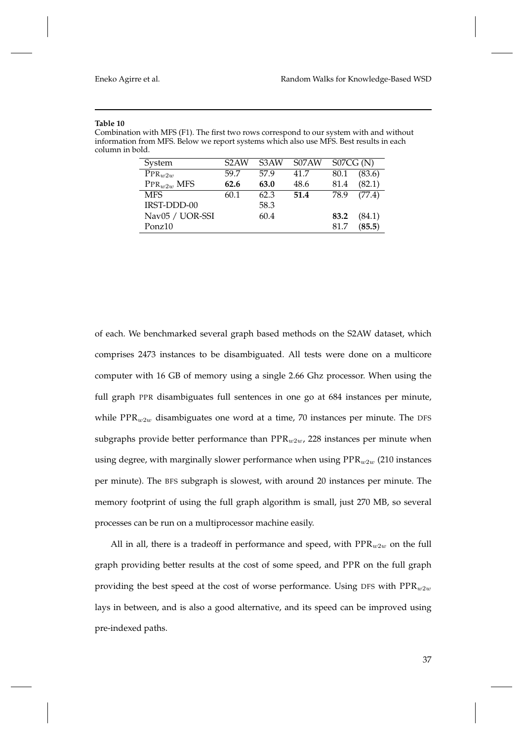**Table 10**
Combination with MFS (F1). The first two rows correspond to our system with and without information from MFS. Below we report systems which also use MFS. Best results in each column in bold.

| System | S2AW | S3AW | S07AW | S07CG (N) | |
|---|---|---|---|---|---|
| $\text{PPR}_{w2w}$ | 59.7 | 57.9 | 41.7 | 80.1 | (83.6) |
| $\text{PPR}_{w2w}$ MFS | **62.6** | **63.0** | 48.6 | 81.4 | (82.1) |
| MFS | 60.1 | 62.3 | **51.4** | 78.9 | (77.4) |
| IRST-DDD-00 | | 58.3 | | | |
| Nav05 / UOR-SSI | | 60.4 | | **83.2** | (84.1) |
| Ponz10 | | | | 81.7 | (**85.5**) |

of each. We benchmarked several graph based methods on the S2AW dataset, which comprises 2473 instances to be disambiguated. All tests were done on a multicore computer with 16 GB of memory using a single 2.66 Ghz processor. When using the full graph PPR disambiguates full sentences in one go at 684 instances per minute, while $\text{PPR}_{w2w}$ disambiguates one word at a time, 70 instances per minute. The DFS subgraphs provide better performance than $\text{PPR}_{w2w}$, 228 instances per minute when using degree, with marginally slower performance when using $\text{PPR}_{w2w}$ (210 instances per minute). The BFS subgraph is slowest, with around 20 instances per minute. The memory footprint of using the full graph algorithm is small, just 270 MB, so several processes can be run on a multiprocessor machine easily.

All in all, there is a tradeoff in performance and speed, with $\text{PPR}_{w2w}$ on the full graph providing better results at the cost of some speed, and PPR on the full graph providing the best speed at the cost of worse performance. Using DFS with $\text{PPR}_{w2w}$ lays in between, and is also a good alternative, and its speed can be improved using pre-indexed paths.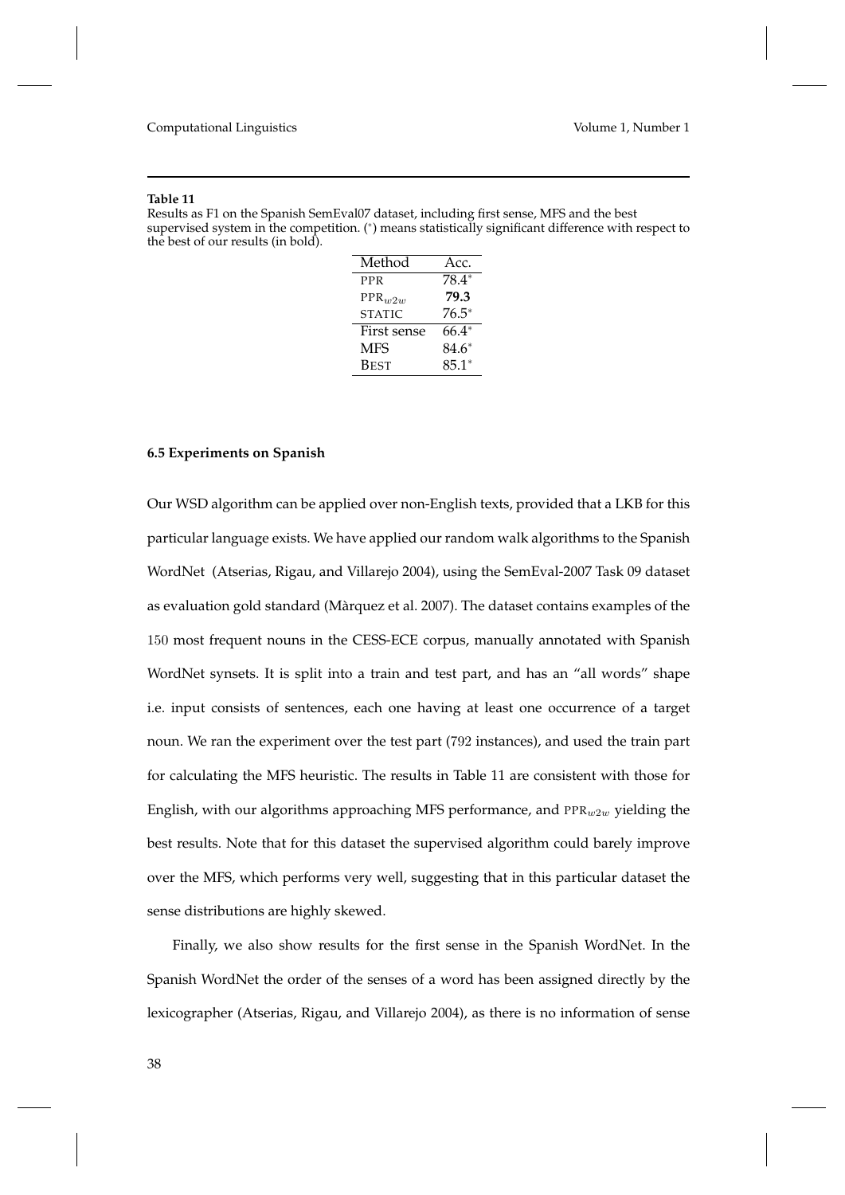**Table 11**
Results as F1 on the Spanish SemEval07 dataset, including first sense, MFS and the best supervised system in the competition. (*) means statistically significant difference with respect to the best of our results (in bold).

| Method | Acc. |
|---|---|
| PPR | 78.4* |
| PPR$_{w2w}$ | **79.3** |
| STATIC | 76.5* |
| First sense | 66.4* |
| MFS | 84.6* |
| BEST | 85.1* |

### 6.5 Experiments on Spanish

Our WSD algorithm can be applied over non-English texts, provided that a LKB for this particular language exists. We have applied our random walk algorithms to the Spanish WordNet (Atserias, Rigau, and Villarejo 2004), using the SemEval-2007 Task 09 dataset as evaluation gold standard (Màrquez et al. 2007). The dataset contains examples of the 150 most frequent nouns in the CESS-ECE corpus, manually annotated with Spanish WordNet synsets. It is split into a train and test part, and has an "all words" shape i.e. input consists of sentences, each one having at least one occurrence of a target noun. We ran the experiment over the test part (792 instances), and used the train part for calculating the MFS heuristic. The results in Table 11 are consistent with those for English, with our algorithms approaching MFS performance, and PPR$_{w2w}$ yielding the best results. Note that for this dataset the supervised algorithm could barely improve over the MFS, which performs very well, suggesting that in this particular dataset the sense distributions are highly skewed.

Finally, we also show results for the first sense in the Spanish WordNet. In the Spanish WordNet the order of the senses of a word has been assigned directly by the lexicographer (Atserias, Rigau, and Villarejo 2004), as there is no information of sense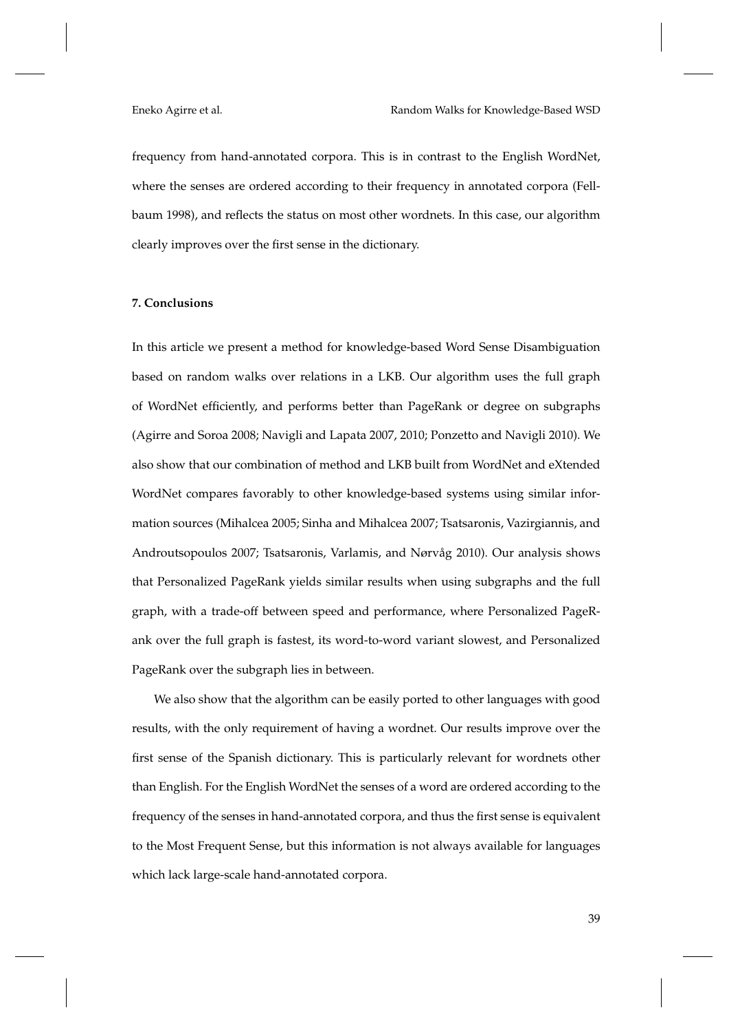frequency from hand-annotated corpora. This is in contrast to the English WordNet, where the senses are ordered according to their frequency in annotated corpora (Fellbaum 1998), and reflects the status on most other wordnets. In this case, our algorithm clearly improves over the first sense in the dictionary.

## 7. Conclusions

In this article we present a method for knowledge-based Word Sense Disambiguation based on random walks over relations in a LKB. Our algorithm uses the full graph of WordNet efficiently, and performs better than PageRank or degree on subgraphs (Agirre and Soroa 2008; Navigli and Lapata 2007, 2010; Ponzetto and Navigli 2010). We also show that our combination of method and LKB built from WordNet and eXtended WordNet compares favorably to other knowledge-based systems using similar information sources (Mihalcea 2005; Sinha and Mihalcea 2007; Tsatsaronis, Vazirgiannis, and Androutsopoulos 2007; Tsatsaronis, Varlamis, and Nørvåg 2010). Our analysis shows that Personalized PageRank yields similar results when using subgraphs and the full graph, with a trade-off between speed and performance, where Personalized PageRank over the full graph is fastest, its word-to-word variant slowest, and Personalized PageRank over the subgraph lies in between.

We also show that the algorithm can be easily ported to other languages with good results, with the only requirement of having a wordnet. Our results improve over the first sense of the Spanish dictionary. This is particularly relevant for wordnets other than English. For the English WordNet the senses of a word are ordered according to the frequency of the senses in hand-annotated corpora, and thus the first sense is equivalent to the Most Frequent Sense, but this information is not always available for languages which lack large-scale hand-annotated corpora.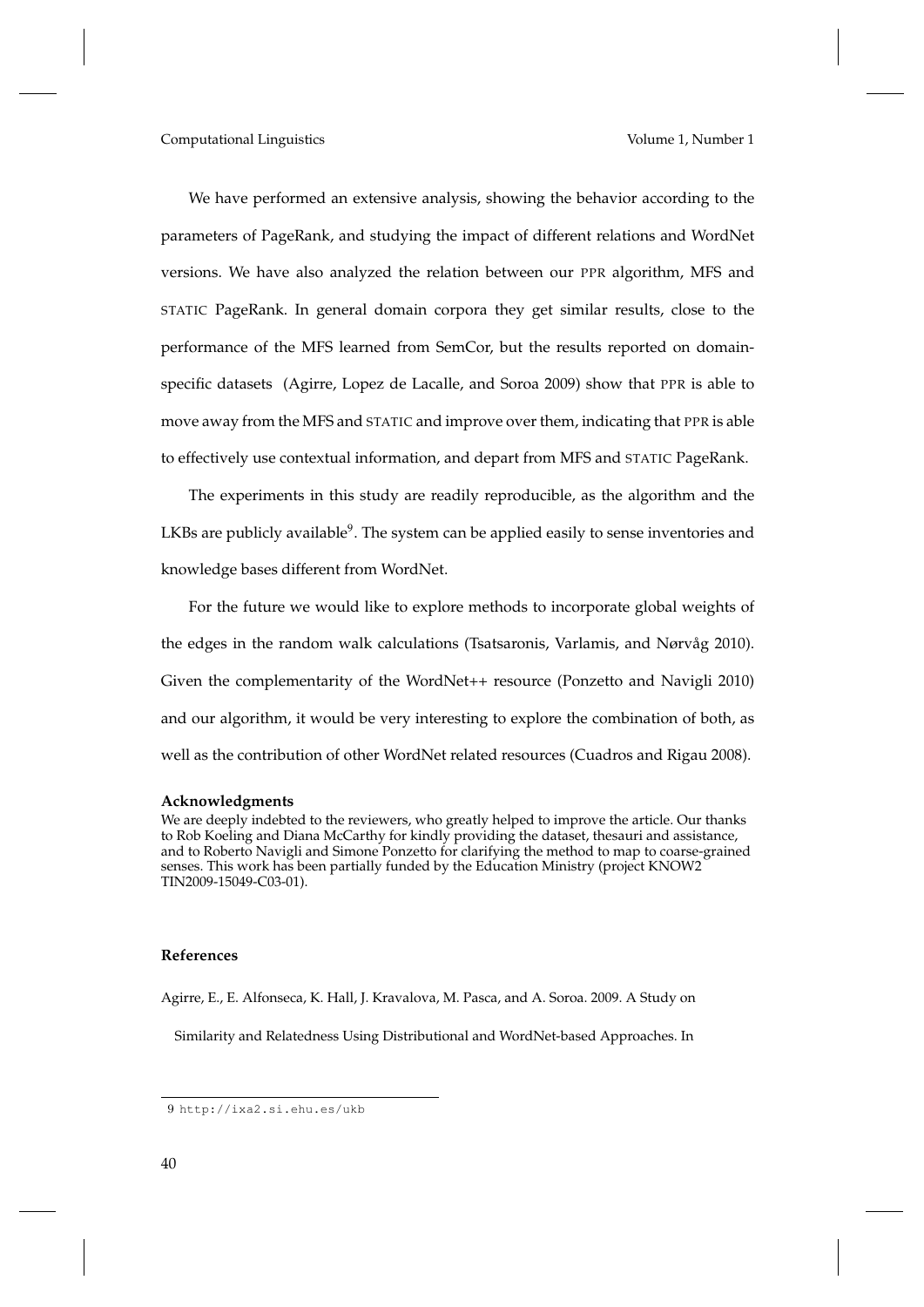We have performed an extensive analysis, showing the behavior according to the parameters of PageRank, and studying the impact of different relations and WordNet versions. We have also analyzed the relation between our PPR algorithm, MFS and STATIC PageRank. In general domain corpora they get similar results, close to the performance of the MFS learned from SemCor, but the results reported on domain-specific datasets (Agirre, Lopez de Lacalle, and Soroa 2009) show that PPR is able to move away from the MFS and STATIC and improve over them, indicating that PPR is able to effectively use contextual information, and depart from MFS and STATIC PageRank.

The experiments in this study are readily reproducible, as the algorithm and the LKBs are publicly available[9]. The system can be applied easily to sense inventories and knowledge bases different from WordNet.

For the future we would like to explore methods to incorporate global weights of the edges in the random walk calculations (Tsatsaronis, Varlamis, and Nørvåg 2010). Given the complementarity of the WordNet++ resource (Ponzetto and Navigli 2010) and our algorithm, it would be very interesting to explore the combination of both, as well as the contribution of other WordNet related resources (Cuadros and Rigau 2008).

### Acknowledgments

We are deeply indebted to the reviewers, who greatly helped to improve the article. Our thanks to Rob Koeling and Diana McCarthy for kindly providing the dataset, thesauri and assistance, and to Roberto Navigli and Simone Ponzetto for clarifying the method to map to coarse-grained senses. This work has been partially funded by the Education Ministry (project KNOW2 TIN2009-15049-C03-01).

### References

Agirre, E., E. Alfonseca, K. Hall, J. Kravalova, M. Pasca, and A. Soroa. 2009. A Study on Similarity and Relatedness Using Distributional and WordNet-based Approaches. In

9 http://ixa2.si.ehu.es/ukb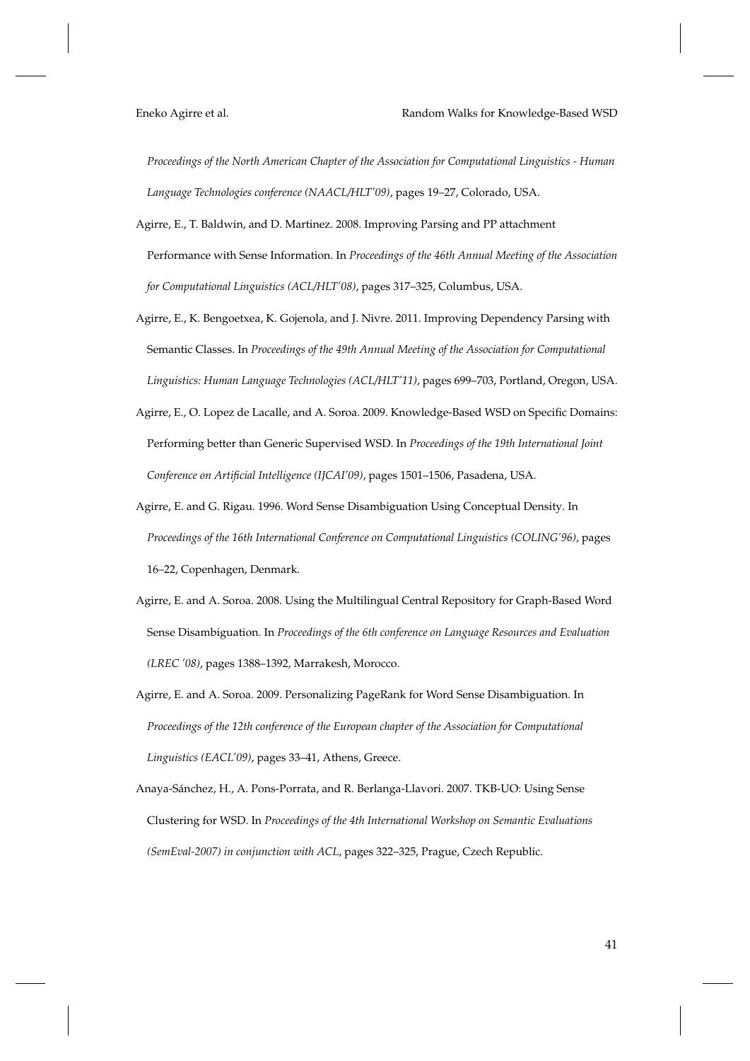*Proceedings of the North American Chapter of the Association for Computational Linguistics - Human Language Technologies conference (NAACL/HLT'09)*, pages 19–27, Colorado, USA.

Agirre, E., T. Baldwin, and D. Martinez. 2008. Improving Parsing and PP attachment Performance with Sense Information. In *Proceedings of the 46th Annual Meeting of the Association for Computational Linguistics (ACL/HLT'08)*, pages 317–325, Columbus, USA.

Agirre, E., K. Bengoetxea, K. Gojenola, and J. Nivre. 2011. Improving Dependency Parsing with Semantic Classes. In *Proceedings of the 49th Annual Meeting of the Association for Computational Linguistics: Human Language Technologies (ACL/HLT'11)*, pages 699–703, Portland, Oregon, USA.

Agirre, E., O. Lopez de Lacalle, and A. Soroa. 2009. Knowledge-Based WSD on Specific Domains: Performing better than Generic Supervised WSD. In *Proceedings of the 19th International Joint Conference on Artificial Intelligence (IJCAI'09)*, pages 1501–1506, Pasadena, USA.

Agirre, E. and G. Rigau. 1996. Word Sense Disambiguation Using Conceptual Density. In *Proceedings of the 16th International Conference on Computational Linguistics (COLING'96)*, pages 16–22, Copenhagen, Denmark.

Agirre, E. and A. Soroa. 2008. Using the Multilingual Central Repository for Graph-Based Word Sense Disambiguation. In *Proceedings of the 6th conference on Language Resources and Evaluation (LREC '08)*, pages 1388–1392, Marrakesh, Morocco.

Agirre, E. and A. Soroa. 2009. Personalizing PageRank for Word Sense Disambiguation. In *Proceedings of the 12th conference of the European chapter of the Association for Computational Linguistics (EACL'09)*, pages 33–41, Athens, Greece.

Anaya-Sánchez, H., A. Pons-Porrata, and R. Berlanga-Llavori. 2007. TKB-UO: Using Sense Clustering for WSD. In *Proceedings of the 4th International Workshop on Semantic Evaluations (SemEval-2007) in conjunction with ACL*, pages 322–325, Prague, Czech Republic.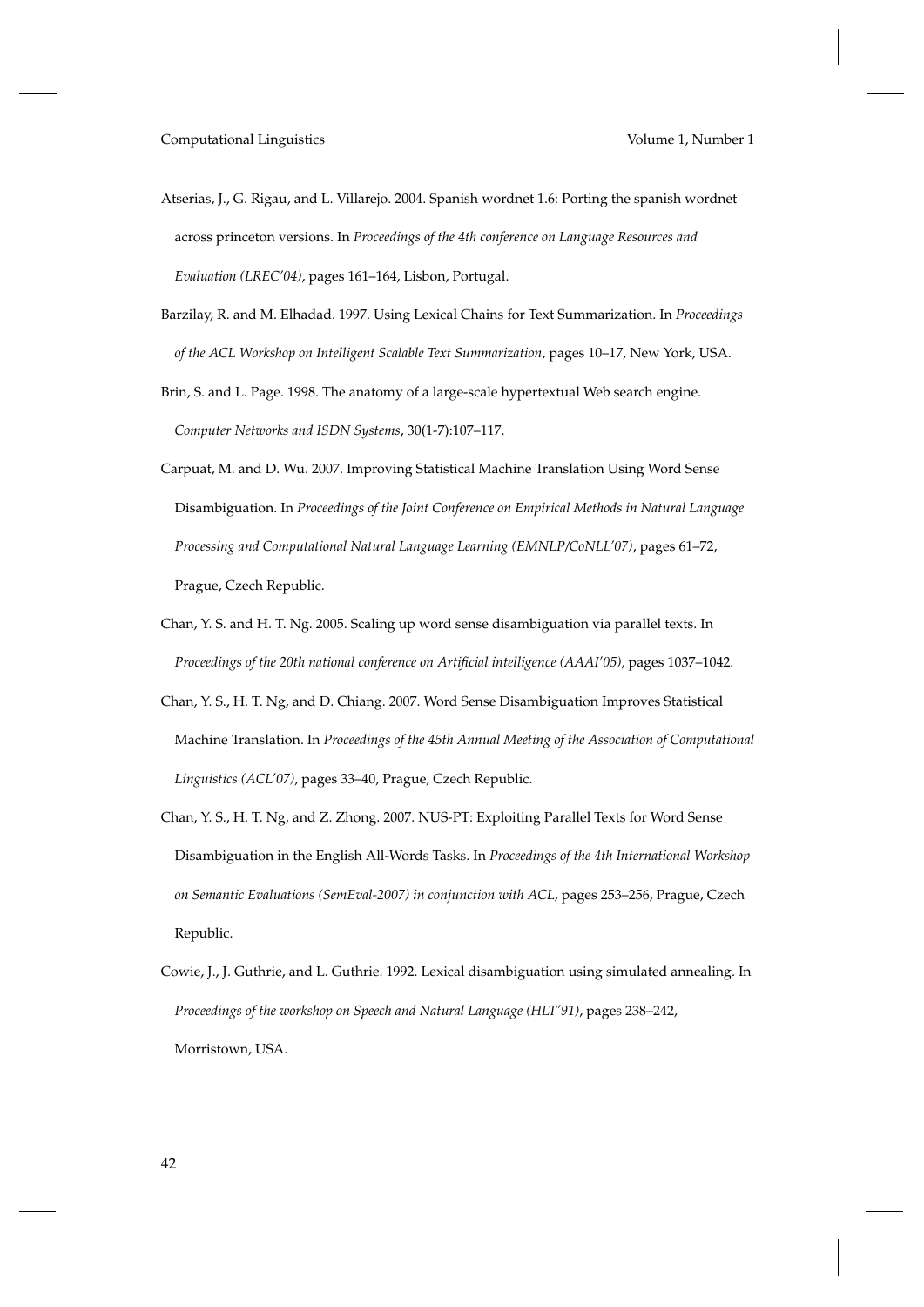Atserias, J., G. Rigau, and L. Villarejo. 2004. Spanish wordnet 1.6: Porting the spanish wordnet across princeton versions. In *Proceedings of the 4th conference on Language Resources and Evaluation (LREC'04)*, pages 161–164, Lisbon, Portugal.

Barzilay, R. and M. Elhadad. 1997. Using Lexical Chains for Text Summarization. In *Proceedings of the ACL Workshop on Intelligent Scalable Text Summarization*, pages 10–17, New York, USA.

Brin, S. and L. Page. 1998. The anatomy of a large-scale hypertextual Web search engine. *Computer Networks and ISDN Systems*, 30(1-7):107–117.

Carpuat, M. and D. Wu. 2007. Improving Statistical Machine Translation Using Word Sense Disambiguation. In *Proceedings of the Joint Conference on Empirical Methods in Natural Language Processing and Computational Natural Language Learning (EMNLP/CoNLL'07)*, pages 61–72, Prague, Czech Republic.

Chan, Y. S. and H. T. Ng. 2005. Scaling up word sense disambiguation via parallel texts. In *Proceedings of the 20th national conference on Artificial intelligence (AAAI'05)*, pages 1037–1042.

Chan, Y. S., H. T. Ng, and D. Chiang. 2007. Word Sense Disambiguation Improves Statistical Machine Translation. In *Proceedings of the 45th Annual Meeting of the Association of Computational Linguistics (ACL'07)*, pages 33–40, Prague, Czech Republic.

Chan, Y. S., H. T. Ng, and Z. Zhong. 2007. NUS-PT: Exploiting Parallel Texts for Word Sense Disambiguation in the English All-Words Tasks. In *Proceedings of the 4th International Workshop on Semantic Evaluations (SemEval-2007) in conjunction with ACL*, pages 253–256, Prague, Czech Republic.

Cowie, J., J. Guthrie, and L. Guthrie. 1992. Lexical disambiguation using simulated annealing. In *Proceedings of the workshop on Speech and Natural Language (HLT'91)*, pages 238–242, Morristown, USA.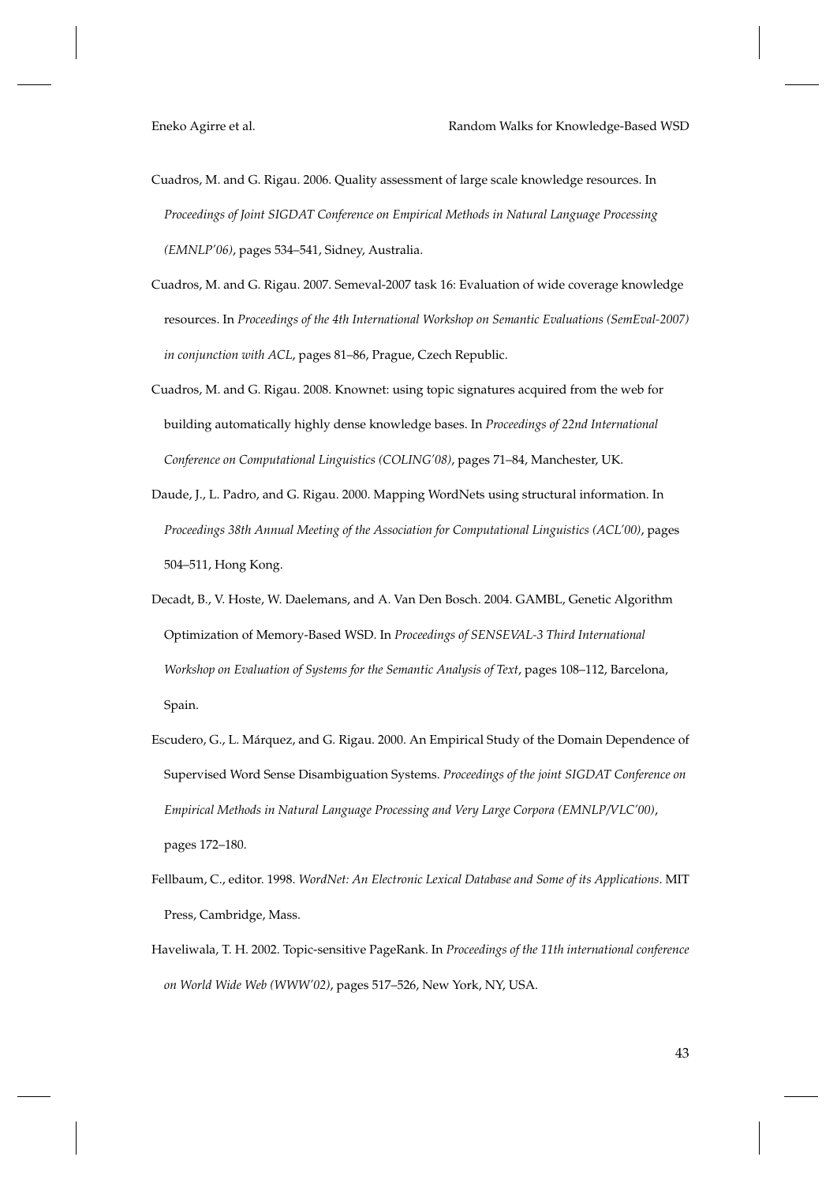Cuadros, M. and G. Rigau. 2006. Quality assessment of large scale knowledge resources. In *Proceedings of Joint SIGDAT Conference on Empirical Methods in Natural Language Processing (EMNLP'06)*, pages 534–541, Sidney, Australia.

Cuadros, M. and G. Rigau. 2007. Semeval-2007 task 16: Evaluation of wide coverage knowledge resources. In *Proceedings of the 4th International Workshop on Semantic Evaluations (SemEval-2007) in conjunction with ACL*, pages 81–86, Prague, Czech Republic.

Cuadros, M. and G. Rigau. 2008. Knownet: using topic signatures acquired from the web for building automatically highly dense knowledge bases. In *Proceedings of 22nd International Conference on Computational Linguistics (COLING'08)*, pages 71–84, Manchester, UK.

Daude, J., L. Padro, and G. Rigau. 2000. Mapping WordNets using structural information. In *Proceedings 38th Annual Meeting of the Association for Computational Linguistics (ACL'00)*, pages 504–511, Hong Kong.

Decadt, B., V. Hoste, W. Daelemans, and A. Van Den Bosch. 2004. GAMBL, Genetic Algorithm Optimization of Memory-Based WSD. In *Proceedings of SENSEVAL-3 Third International Workshop on Evaluation of Systems for the Semantic Analysis of Text*, pages 108–112, Barcelona, Spain.

Escudero, G., L. Márquez, and G. Rigau. 2000. An Empirical Study of the Domain Dependence of Supervised Word Sense Disambiguation Systems. *Proceedings of the joint SIGDAT Conference on Empirical Methods in Natural Language Processing and Very Large Corpora (EMNLP/VLC'00)*, pages 172–180.

Fellbaum, C., editor. 1998. *WordNet: An Electronic Lexical Database and Some of its Applications*. MIT Press, Cambridge, Mass.

Haveliwala, T. H. 2002. Topic-sensitive PageRank. In *Proceedings of the 11th international conference on World Wide Web (WWW'02)*, pages 517–526, New York, NY, USA.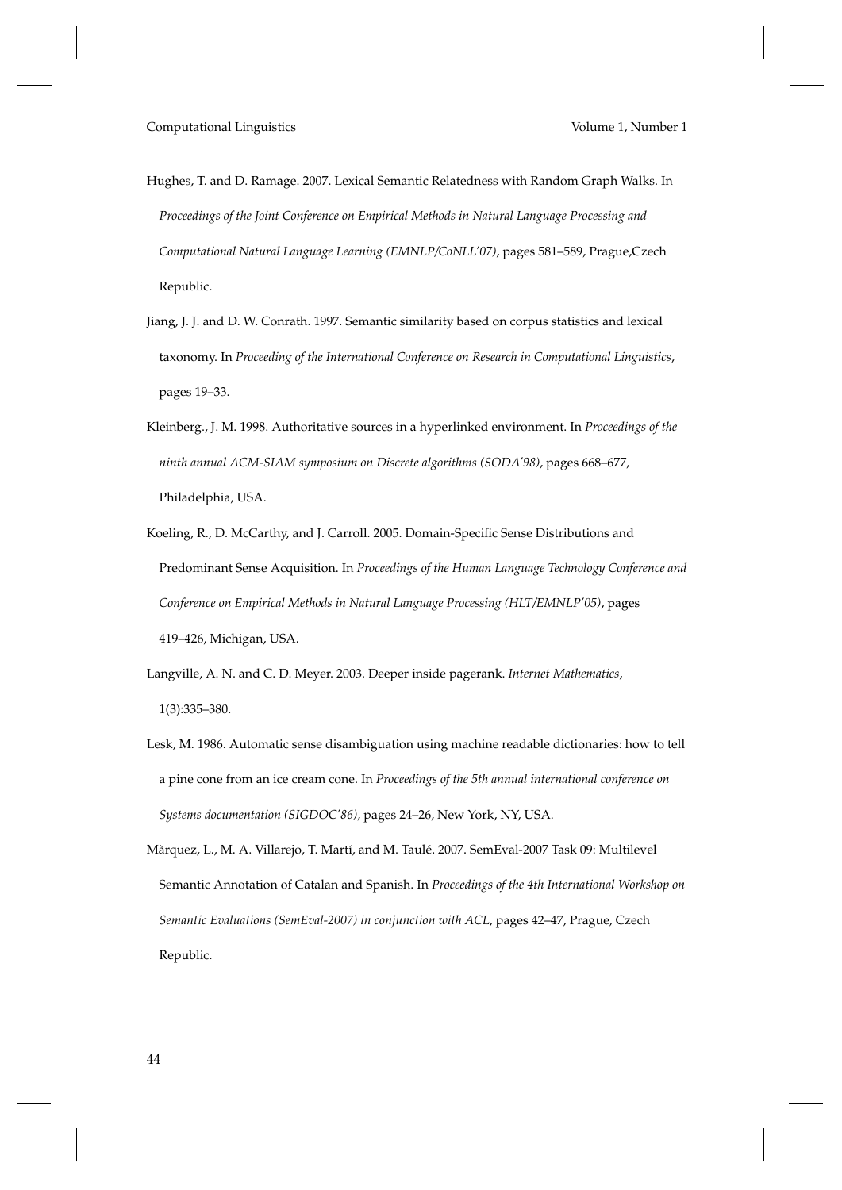Hughes, T. and D. Ramage. 2007. Lexical Semantic Relatedness with Random Graph Walks. In *Proceedings of the Joint Conference on Empirical Methods in Natural Language Processing and Computational Natural Language Learning (EMNLP/CoNLL'07)*, pages 581–589, Prague,Czech Republic.

Jiang, J. J. and D. W. Conrath. 1997. Semantic similarity based on corpus statistics and lexical taxonomy. In *Proceeding of the International Conference on Research in Computational Linguistics*, pages 19–33.

Kleinberg., J. M. 1998. Authoritative sources in a hyperlinked environment. In *Proceedings of the ninth annual ACM-SIAM symposium on Discrete algorithms (SODA'98)*, pages 668–677, Philadelphia, USA.

Koeling, R., D. McCarthy, and J. Carroll. 2005. Domain-Specific Sense Distributions and Predominant Sense Acquisition. In *Proceedings of the Human Language Technology Conference and Conference on Empirical Methods in Natural Language Processing (HLT/EMNLP'05)*, pages 419–426, Michigan, USA.

Langville, A. N. and C. D. Meyer. 2003. Deeper inside pagerank. *Internet Mathematics*, 1(3):335–380.

Lesk, M. 1986. Automatic sense disambiguation using machine readable dictionaries: how to tell a pine cone from an ice cream cone. In *Proceedings of the 5th annual international conference on Systems documentation (SIGDOC'86)*, pages 24–26, New York, NY, USA.

Màrquez, L., M. A. Villarejo, T. Martí, and M. Taulé. 2007. SemEval-2007 Task 09: Multilevel Semantic Annotation of Catalan and Spanish. In *Proceedings of the 4th International Workshop on Semantic Evaluations (SemEval-2007) in conjunction with ACL*, pages 42–47, Prague, Czech Republic.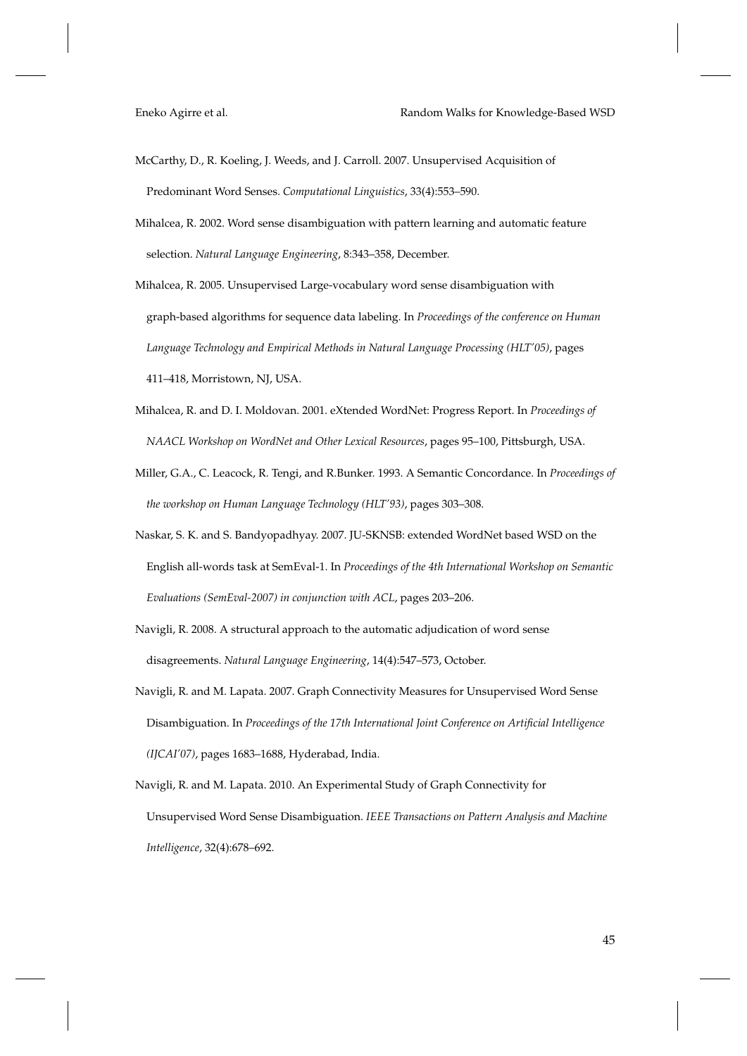McCarthy, D., R. Koeling, J. Weeds, and J. Carroll. 2007. Unsupervised Acquisition of Predominant Word Senses. *Computational Linguistics*, 33(4):553–590.

Mihalcea, R. 2002. Word sense disambiguation with pattern learning and automatic feature selection. *Natural Language Engineering*, 8:343–358, December.

Mihalcea, R. 2005. Unsupervised Large-vocabulary word sense disambiguation with graph-based algorithms for sequence data labeling. In *Proceedings of the conference on Human Language Technology and Empirical Methods in Natural Language Processing (HLT'05)*, pages 411–418, Morristown, NJ, USA.

Mihalcea, R. and D. I. Moldovan. 2001. eXtended WordNet: Progress Report. In *Proceedings of NAACL Workshop on WordNet and Other Lexical Resources*, pages 95–100, Pittsburgh, USA.

Miller, G.A., C. Leacock, R. Tengi, and R.Bunker. 1993. A Semantic Concordance. In *Proceedings of the workshop on Human Language Technology (HLT'93)*, pages 303–308.

Naskar, S. K. and S. Bandyopadhyay. 2007. JU-SKNSB: extended WordNet based WSD on the English all-words task at SemEval-1. In *Proceedings of the 4th International Workshop on Semantic Evaluations (SemEval-2007) in conjunction with ACL*, pages 203–206.

Navigli, R. 2008. A structural approach to the automatic adjudication of word sense disagreements. *Natural Language Engineering*, 14(4):547–573, October.

Navigli, R. and M. Lapata. 2007. Graph Connectivity Measures for Unsupervised Word Sense Disambiguation. In *Proceedings of the 17th International Joint Conference on Artificial Intelligence (IJCAI'07)*, pages 1683–1688, Hyderabad, India.

Navigli, R. and M. Lapata. 2010. An Experimental Study of Graph Connectivity for Unsupervised Word Sense Disambiguation. *IEEE Transactions on Pattern Analysis and Machine Intelligence*, 32(4):678–692.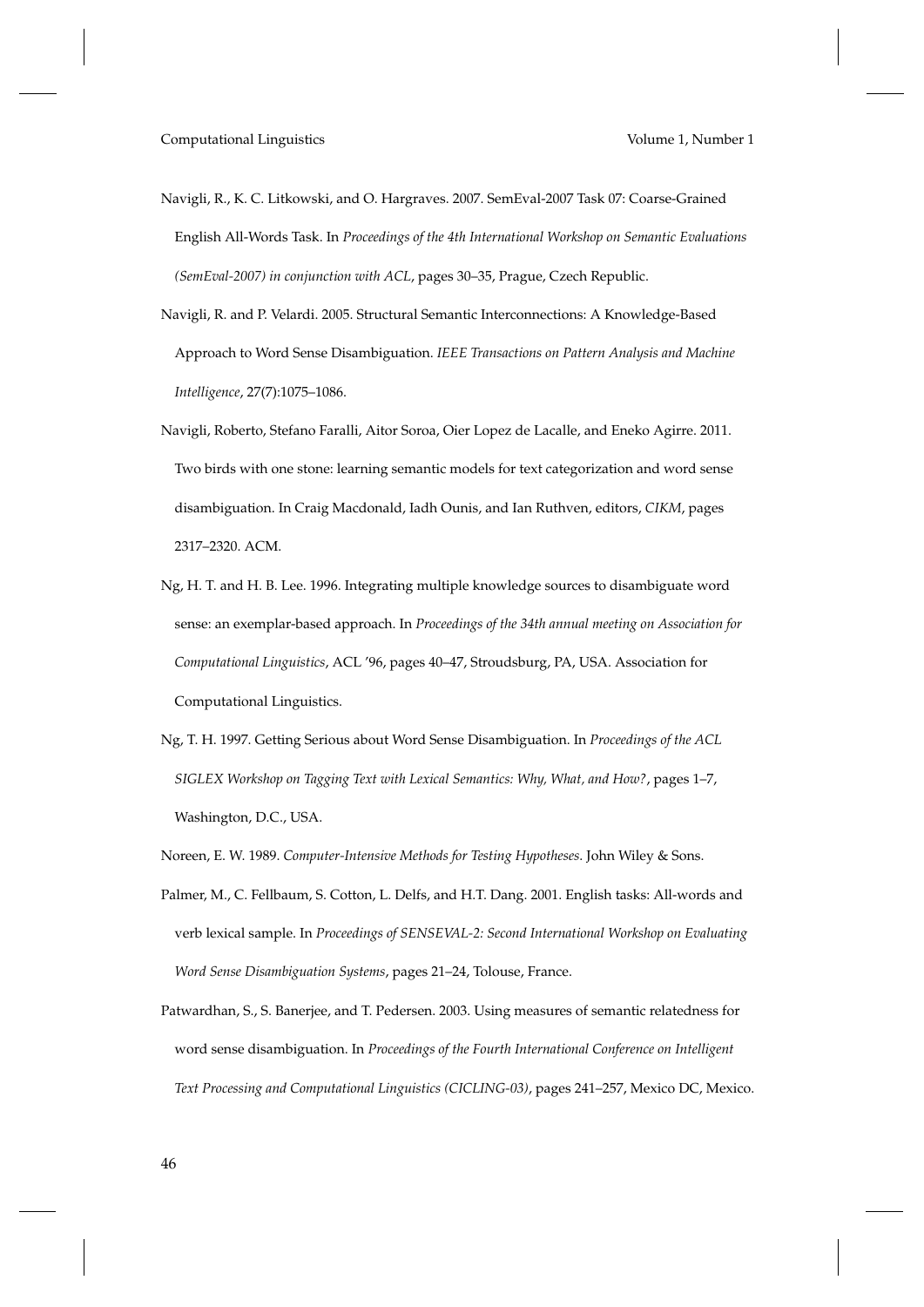Navigli, R., K. C. Litkowski, and O. Hargraves. 2007. SemEval-2007 Task 07: Coarse-Grained English All-Words Task. In *Proceedings of the 4th International Workshop on Semantic Evaluations (SemEval-2007) in conjunction with ACL*, pages 30–35, Prague, Czech Republic.

Navigli, R. and P. Velardi. 2005. Structural Semantic Interconnections: A Knowledge-Based Approach to Word Sense Disambiguation. *IEEE Transactions on Pattern Analysis and Machine Intelligence*, 27(7):1075–1086.

Navigli, Roberto, Stefano Faralli, Aitor Soroa, Oier Lopez de Lacalle, and Eneko Agirre. 2011. Two birds with one stone: learning semantic models for text categorization and word sense disambiguation. In Craig Macdonald, Iadh Ounis, and Ian Ruthven, editors, *CIKM*, pages 2317–2320. ACM.

Ng, H. T. and H. B. Lee. 1996. Integrating multiple knowledge sources to disambiguate word sense: an exemplar-based approach. In *Proceedings of the 34th annual meeting on Association for Computational Linguistics*, ACL '96, pages 40–47, Stroudsburg, PA, USA. Association for Computational Linguistics.

Ng, T. H. 1997. Getting Serious about Word Sense Disambiguation. In *Proceedings of the ACL SIGLEX Workshop on Tagging Text with Lexical Semantics: Why, What, and How?*, pages 1–7, Washington, D.C., USA.

Noreen, E. W. 1989. *Computer-Intensive Methods for Testing Hypotheses*. John Wiley & Sons.

Palmer, M., C. Fellbaum, S. Cotton, L. Delfs, and H.T. Dang. 2001. English tasks: All-words and verb lexical sample. In *Proceedings of SENSEVAL-2: Second International Workshop on Evaluating Word Sense Disambiguation Systems*, pages 21–24, Tolouse, France.

Patwardhan, S., S. Banerjee, and T. Pedersen. 2003. Using measures of semantic relatedness for word sense disambiguation. In *Proceedings of the Fourth International Conference on Intelligent Text Processing and Computational Linguistics (CICLING-03)*, pages 241–257, Mexico DC, Mexico.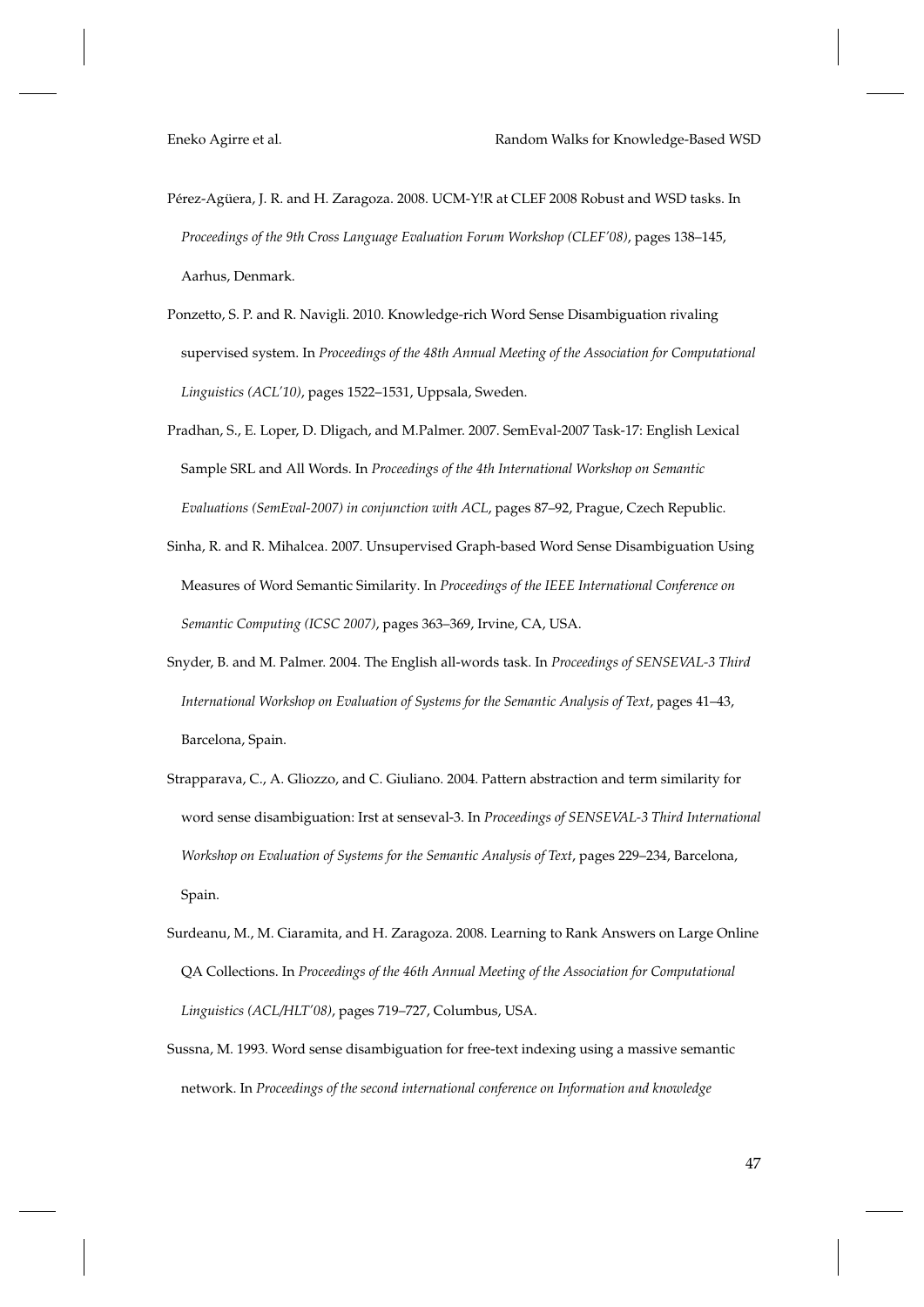Pérez-Agüera, J. R. and H. Zaragoza. 2008. UCM-Y!R at CLEF 2008 Robust and WSD tasks. In *Proceedings of the 9th Cross Language Evaluation Forum Workshop (CLEF'08)*, pages 138–145, Aarhus, Denmark.

Ponzetto, S. P. and R. Navigli. 2010. Knowledge-rich Word Sense Disambiguation rivaling supervised system. In *Proceedings of the 48th Annual Meeting of the Association for Computational Linguistics (ACL'10)*, pages 1522–1531, Uppsala, Sweden.

Pradhan, S., E. Loper, D. Dligach, and M.Palmer. 2007. SemEval-2007 Task-17: English Lexical Sample SRL and All Words. In *Proceedings of the 4th International Workshop on Semantic Evaluations (SemEval-2007) in conjunction with ACL*, pages 87–92, Prague, Czech Republic.

Sinha, R. and R. Mihalcea. 2007. Unsupervised Graph-based Word Sense Disambiguation Using Measures of Word Semantic Similarity. In *Proceedings of the IEEE International Conference on Semantic Computing (ICSC 2007)*, pages 363–369, Irvine, CA, USA.

Snyder, B. and M. Palmer. 2004. The English all-words task. In *Proceedings of SENSEVAL-3 Third International Workshop on Evaluation of Systems for the Semantic Analysis of Text*, pages 41–43, Barcelona, Spain.

Strapparava, C., A. Gliozzo, and C. Giuliano. 2004. Pattern abstraction and term similarity for word sense disambiguation: Irst at senseval-3. In *Proceedings of SENSEVAL-3 Third International Workshop on Evaluation of Systems for the Semantic Analysis of Text*, pages 229–234, Barcelona, Spain.

Surdeanu, M., M. Ciaramita, and H. Zaragoza. 2008. Learning to Rank Answers on Large Online QA Collections. In *Proceedings of the 46th Annual Meeting of the Association for Computational Linguistics (ACL/HLT'08)*, pages 719–727, Columbus, USA.

Sussna, M. 1993. Word sense disambiguation for free-text indexing using a massive semantic network. In *Proceedings of the second international conference on Information and knowledge*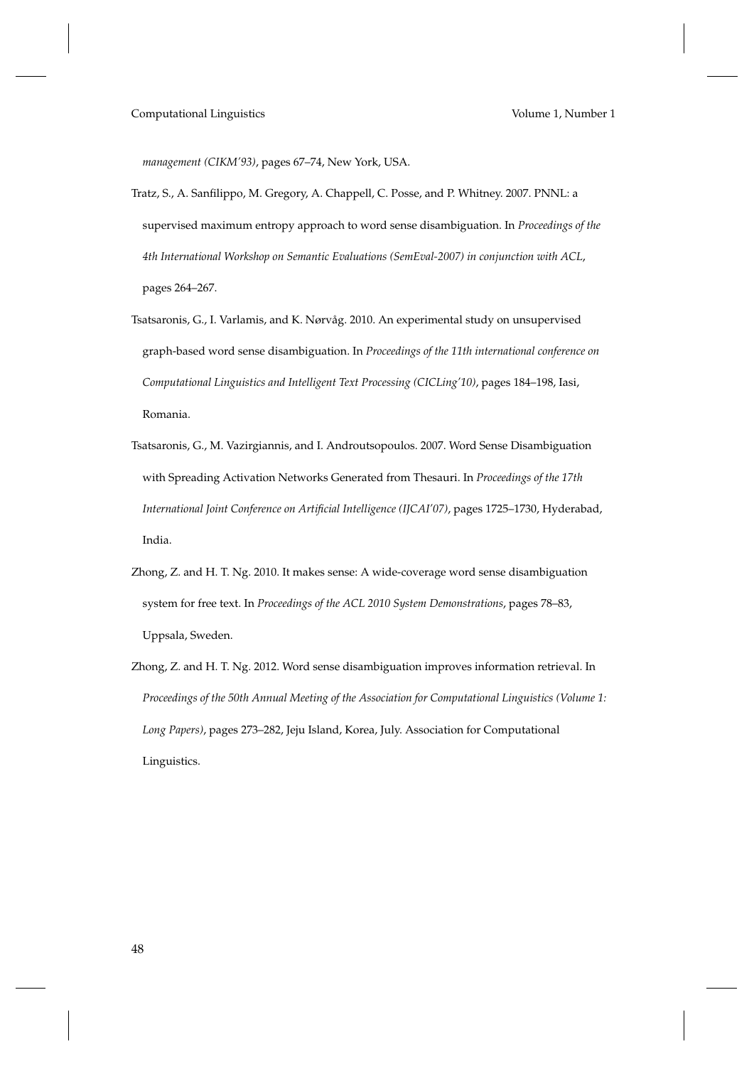*management (CIKM'93)*, pages 67–74, New York, USA.

Tratz, S., A. Sanfilippo, M. Gregory, A. Chappell, C. Posse, and P. Whitney. 2007. PNNL: a supervised maximum entropy approach to word sense disambiguation. In *Proceedings of the 4th International Workshop on Semantic Evaluations (SemEval-2007) in conjunction with ACL*, pages 264–267.

Tsatsaronis, G., I. Varlamis, and K. Nørvåg. 2010. An experimental study on unsupervised graph-based word sense disambiguation. In *Proceedings of the 11th international conference on Computational Linguistics and Intelligent Text Processing (CICLing'10)*, pages 184–198, Iasi, Romania.

Tsatsaronis, G., M. Vazirgiannis, and I. Androutsopoulos. 2007. Word Sense Disambiguation with Spreading Activation Networks Generated from Thesauri. In *Proceedings of the 17th International Joint Conference on Artificial Intelligence (IJCAI'07)*, pages 1725–1730, Hyderabad, India.

Zhong, Z. and H. T. Ng. 2010. It makes sense: A wide-coverage word sense disambiguation system for free text. In *Proceedings of the ACL 2010 System Demonstrations*, pages 78–83, Uppsala, Sweden.

Zhong, Z. and H. T. Ng. 2012. Word sense disambiguation improves information retrieval. In *Proceedings of the 50th Annual Meeting of the Association for Computational Linguistics (Volume 1: Long Papers)*, pages 273–282, Jeju Island, Korea, July. Association for Computational Linguistics.